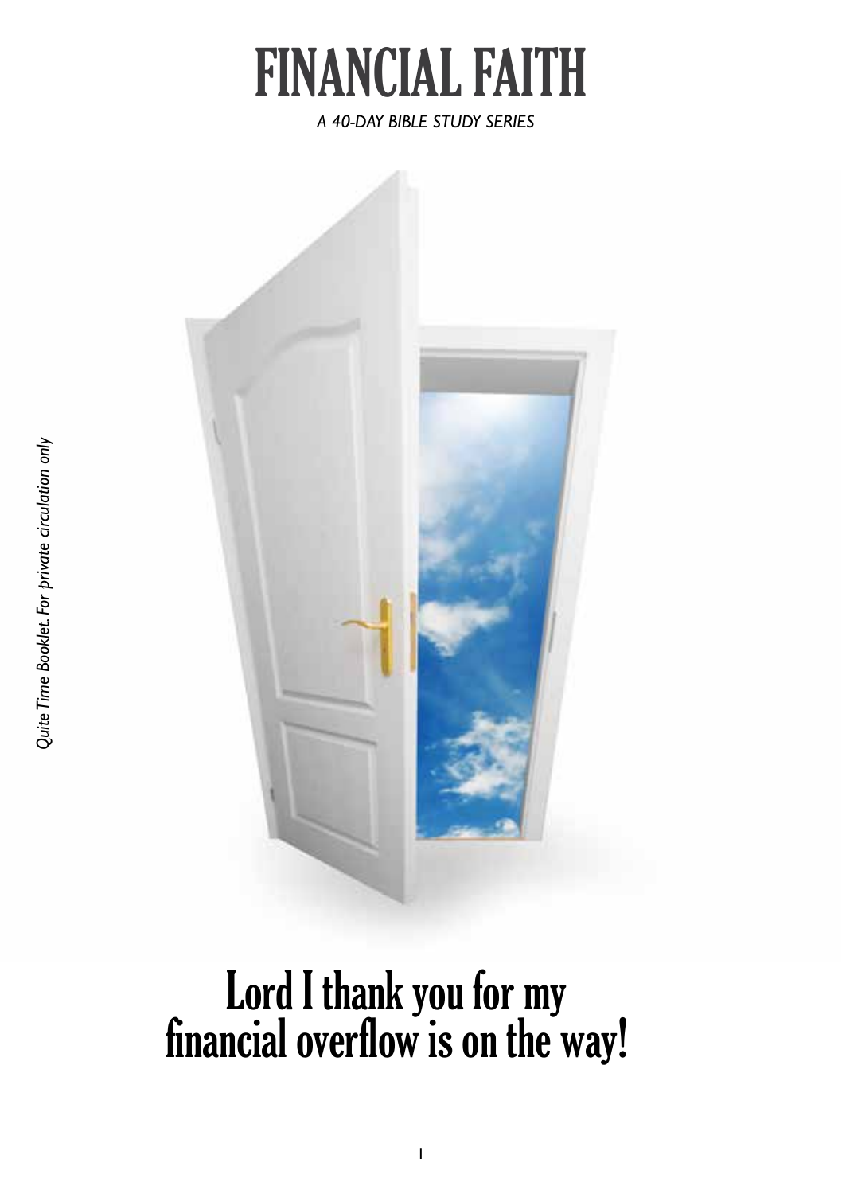# FINANCIAL FAITH

*A 40-DAY BIBLE STUDY SERIES*

*Quite Time Booklet. For private circulation only*

# Lord I thank you for my financial overflow is on the way!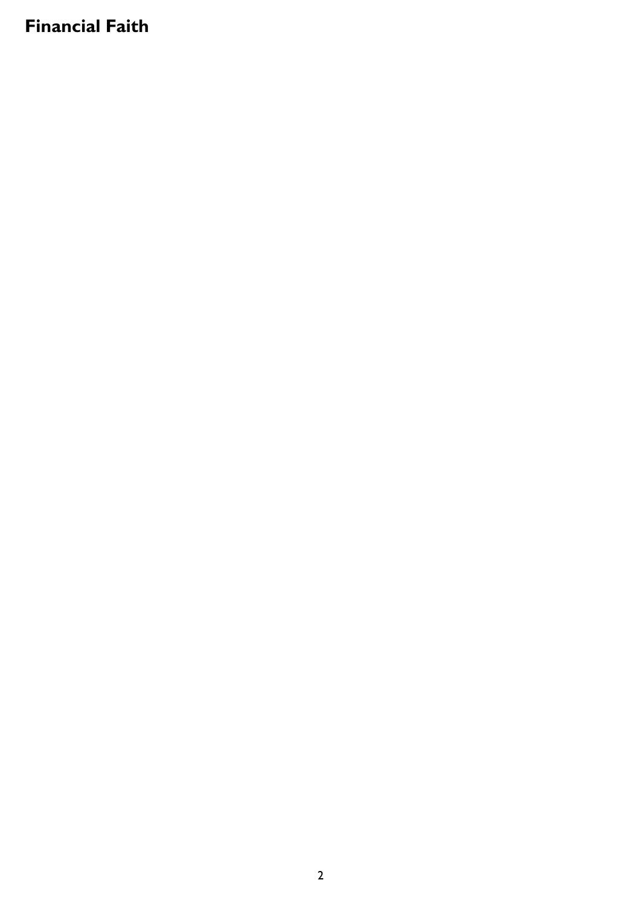# Financial Faith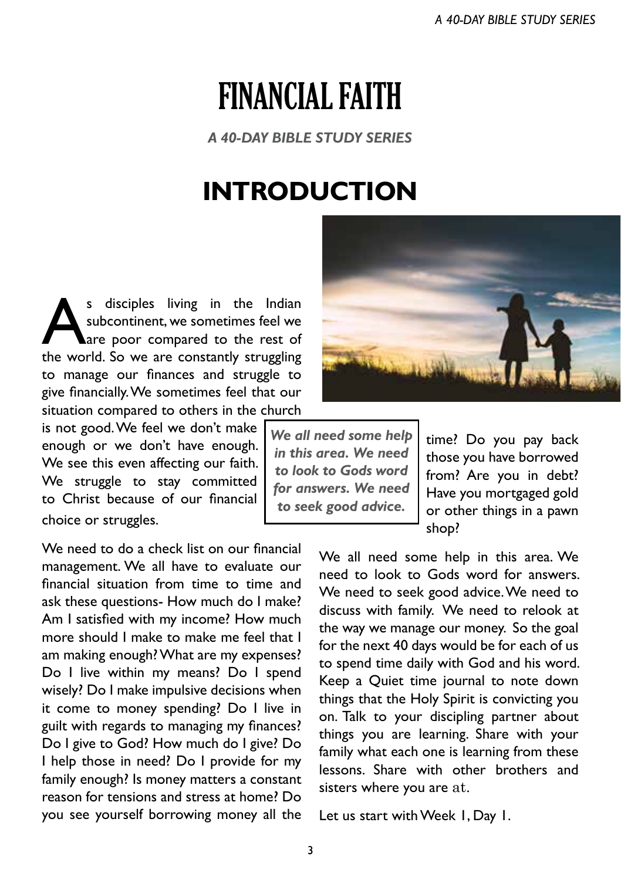# FINANCIAL FAITH

*A 40-DAY BIBLE STUDY SERIES*

## INTRODUCTION

As disciples living in the Indian subcontinent, we sometimes feel we are poor compared to the rest of the world. So we are constantly struggling to manage our finances and struggle to give financially. We sometimes feel that our situation compared to others in the church is not good. We feel we don't make enough or we don't have enough. We see this even affecting our faith. We struggle to stay committed to Christ because of our financial choice or struggles.

***We all need some help in this area. We need to look to Gods word for answers. We need to seek good advice.***

We need to do a check list on our financial management. We all have to evaluate our financial situation from time to time and ask these questions- How much do I make? Am I satisfied with my income? How much more should I make to make me feel that I am making enough? What are my expenses? Do I live within my means? Do I spend wisely? Do I make impulsive decisions when it come to money spending? Do I live in guilt with regards to managing my finances? Do I give to God? How much do I give? Do I help those in need? Do I provide for my family enough? Is money matters a constant reason for tensions and stress at home? Do you see yourself borrowing money all the time? Do you pay back those you have borrowed from? Are you in debt? Have you mortgaged gold or other things in a pawn shop?

We all need some help in this area. We need to look to Gods word for answers. We need to seek good advice. We need to discuss with family. We need to relook at the way we manage our money. So the goal for the next 40 days would be for each of us to spend time daily with God and his word. Keep a Quiet time journal to note down things that the Holy Spirit is convicting you on. Talk to your discipling partner about things you are learning. Share with your family what each one is learning from these lessons. Share with other brothers and sisters where you are at.

Let us start with Week 1, Day 1.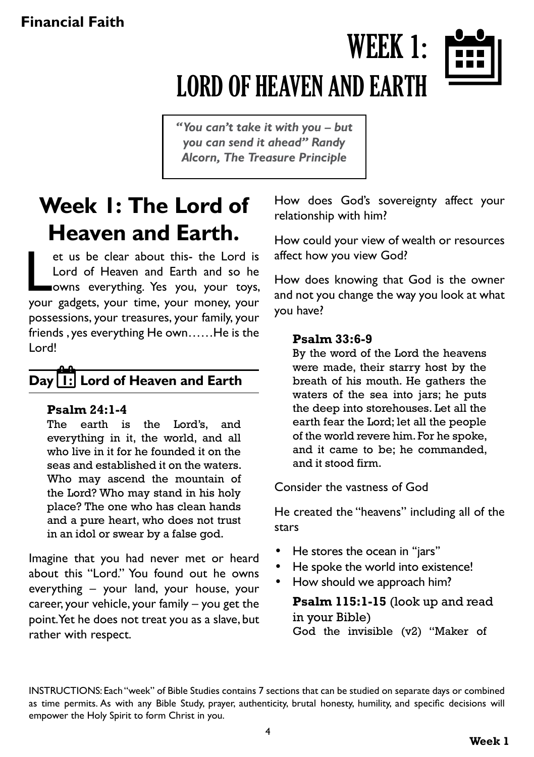# WEEK 1: LORD OF HEAVEN AND EARTH

*"You can't take it with you – but you can send it ahead" Randy Alcorn, The Treasure Principle*

## Week 1: The Lord of Heaven and Earth.

Let us be clear about this- the Lord is Lord of Heaven and Earth and so he owns everything. Yes you, your toys, your gadgets, your time, your money, your possessions, your treasures, your family, your friends , yes everything He own……He is the Lord!

### Day 1: Lord of Heaven and Earth

**Psalm 24:1-4**
The earth is the Lord's, and everything in it, the world, and all who live in it for he founded it on the seas and established it on the waters. Who may ascend the mountain of the Lord? Who may stand in his holy place? The one who has clean hands and a pure heart, who does not trust in an idol or swear by a false god.

Imagine that you had never met or heard about this "Lord." You found out he owns everything – your land, your house, your career, your vehicle, your family – you get the point. Yet he does not treat you as a slave, but rather with respect.

How does God's sovereignty affect your relationship with him?

How could your view of wealth or resources affect how you view God?

How does knowing that God is the owner and not you change the way you look at what you have?

**Psalm 33:6-9**
By the word of the Lord the heavens were made, their starry host by the breath of his mouth. He gathers the waters of the sea into jars; he puts the deep into storehouses. Let all the earth fear the Lord; let all the people of the world revere him. For he spoke, and it came to be; he commanded, and it stood firm.

Consider the vastness of God

He created the "heavens" including all of the stars

- He stores the ocean in "jars"
- He spoke the world into existence!
- How should we approach him?

**Psalm 115:1-15** (look up and read in your Bible)
God the invisible (v2) "Maker of

INSTRUCTIONS: Each "week" of Bible Studies contains 7 sections that can be studied on separate days or combined as time permits. As with any Bible Study, prayer, authenticity, brutal honesty, humility, and specific decisions will empower the Holy Spirit to form Christ in you.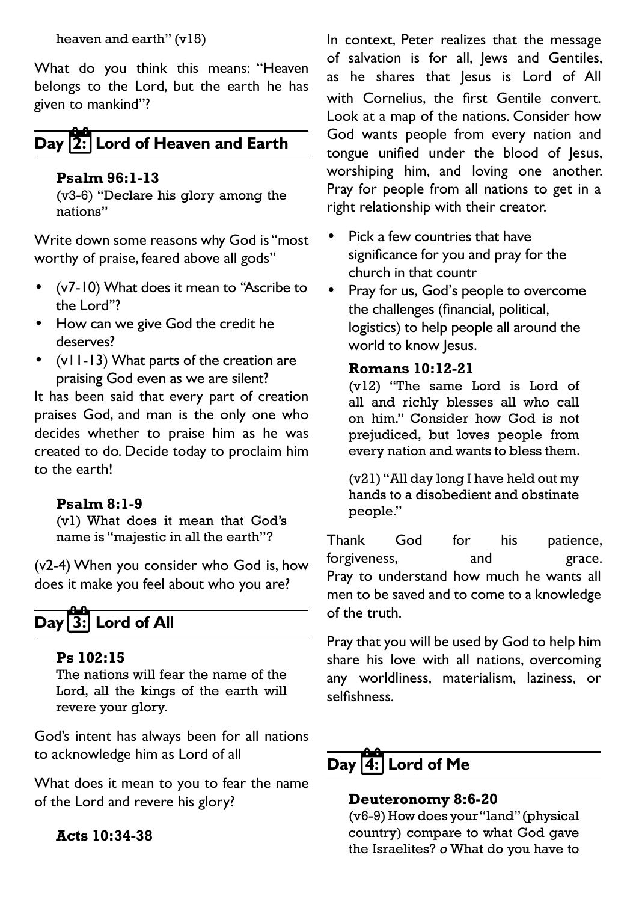heaven and earth" (v15)

What do you think this means: "Heaven belongs to the Lord, but the earth he has given to mankind"?

## Day 2: Lord of Heaven and Earth

**Psalm 96:1-13**
(v3-6) "Declare his glory among the nations"

Write down some reasons why God is "most worthy of praise, feared above all gods"

- (v7-10) What does it mean to "Ascribe to the Lord"?
- How can we give God the credit he deserves?
- (v11-13) What parts of the creation are praising God even as we are silent?

It has been said that every part of creation praises God, and man is the only one who decides whether to praise him as he was created to do. Decide today to proclaim him to the earth!

**Psalm 8:1-9**
(v1) What does it mean that God's name is "majestic in all the earth"?

(v2-4) When you consider who God is, how does it make you feel about who you are?

## Day 3: Lord of All

**Ps 102:15**
The nations will fear the name of the Lord, all the kings of the earth will revere your glory.

God's intent has always been for all nations to acknowledge him as Lord of all

What does it mean to you to fear the name of the Lord and revere his glory?

**Acts 10:34-38**

In context, Peter realizes that the message of salvation is for all, Jews and Gentiles, as he shares that Jesus is Lord of All with Cornelius, the first Gentile convert. Look at a map of the nations. Consider how God wants people from every nation and tongue unified under the blood of Jesus, worshiping him, and loving one another. Pray for people from all nations to get in a right relationship with their creator.

- Pick a few countries that have significance for you and pray for the church in that countr
- Pray for us, God's people to overcome the challenges (financial, political, logistics) to help people all around the world to know Jesus.

**Romans 10:12-21**
(v12) "The same Lord is Lord of all and richly blesses all who call on him." Consider how God is not prejudiced, but loves people from every nation and wants to bless them.

(v21) "All day long I have held out my hands to a disobedient and obstinate people."

Thank God for his patience, forgiveness, and grace. Pray to understand how much he wants all men to be saved and to come to a knowledge of the truth.

Pray that you will be used by God to help him share his love with all nations, overcoming any worldliness, materialism, laziness, or selfishness.

## Day 4: Lord of Me

**Deuteronomy 8:6-20**
(v6-9) How does your "land" (physical country) compare to what God gave the Israelites? *o* What do you have to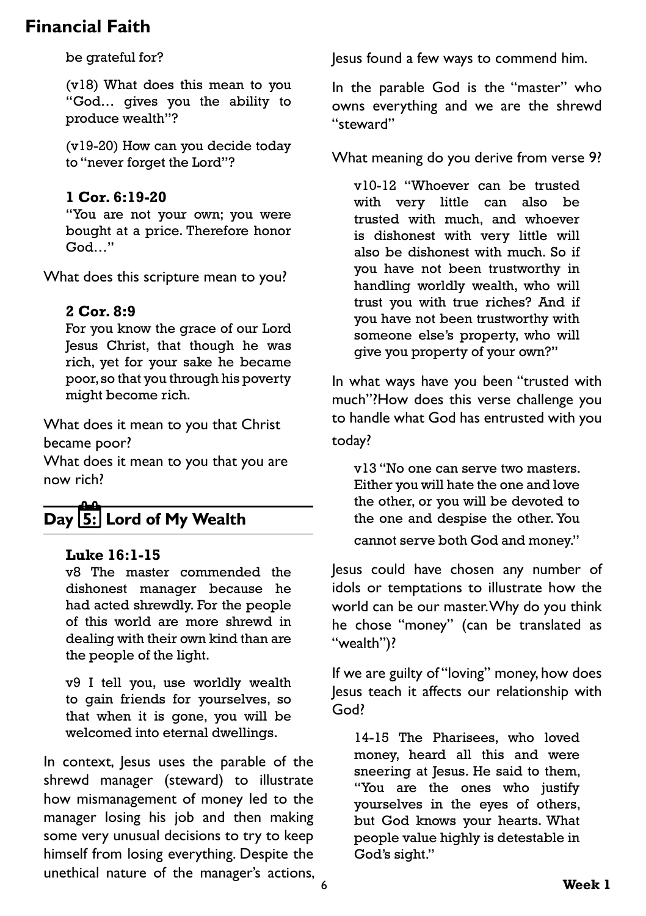be grateful for?

(v18) What does this mean to you "God… gives you the ability to produce wealth"?

(v19-20) How can you decide today to "never forget the Lord"?

**1 Cor. 6:19-20**
"You are not your own; you were bought at a price. Therefore honor God…"

What does this scripture mean to you?

**2 Cor. 8:9**
For you know the grace of our Lord Jesus Christ, that though he was rich, yet for your sake he became poor, so that you through his poverty might become rich.

What does it mean to you that Christ became poor?
What does it mean to you that you are now rich?

## Day 5: Lord of My Wealth

**Luke 16:1-15**
v8 The master commended the dishonest manager because he had acted shrewdly. For the people of this world are more shrewd in dealing with their own kind than are the people of the light.

v9 I tell you, use worldly wealth to gain friends for yourselves, so that when it is gone, you will be welcomed into eternal dwellings.

In context, Jesus uses the parable of the shrewd manager (steward) to illustrate how mismanagement of money led to the manager losing his job and then making some very unusual decisions to try to keep himself from losing everything. Despite the unethical nature of the manager's actions, Jesus found a few ways to commend him.

In the parable God is the "master" who owns everything and we are the shrewd "steward"

What meaning do you derive from verse 9?

v10-12 "Whoever can be trusted with very little can also be trusted with much, and whoever is dishonest with very little will also be dishonest with much. So if you have not been trustworthy in handling worldly wealth, who will trust you with true riches? And if you have not been trustworthy with someone else's property, who will give you property of your own?"

In what ways have you been "trusted with much"?How does this verse challenge you to handle what God has entrusted with you today?

v13 "No one can serve two masters. Either you will hate the one and love the other, or you will be devoted to the one and despise the other. You cannot serve both God and money."

Jesus could have chosen any number of idols or temptations to illustrate how the world can be our master. Why do you think he chose "money" (can be translated as "wealth")?

If we are guilty of "loving" money, how does Jesus teach it affects our relationship with God?

14-15 The Pharisees, who loved money, heard all this and were sneering at Jesus. He said to them, "You are the ones who justify yourselves in the eyes of others, but God knows your hearts. What people value highly is detestable in God's sight."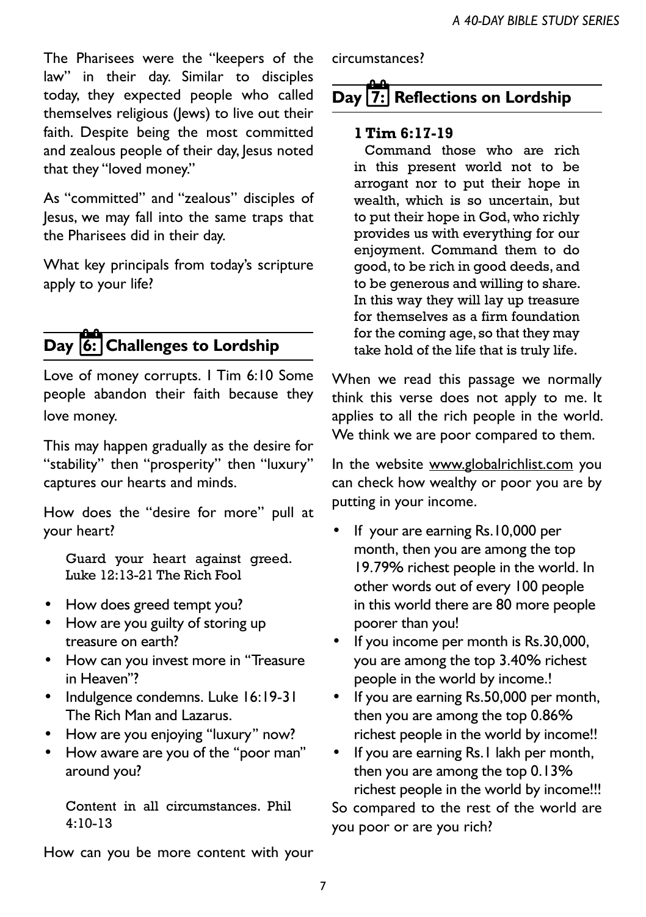The Pharisees were the "keepers of the law" in their day. Similar to disciples today, they expected people who called themselves religious (Jews) to live out their faith. Despite being the most committed and zealous people of their day, Jesus noted that they "loved money."

As "committed" and "zealous" disciples of Jesus, we may fall into the same traps that the Pharisees did in their day.

What key principals from today's scripture apply to your life?

## Day 6: Challenges to Lordship

Love of money corrupts. I Tim 6:10 Some people abandon their faith because they love money.

This may happen gradually as the desire for "stability" then "prosperity" then "luxury" captures our hearts and minds.

How does the "desire for more" pull at your heart?

> Guard your heart against greed. Luke 12:13-21 The Rich Fool

- How does greed tempt you?
- How are you guilty of storing up treasure on earth?
- How can you invest more in "Treasure in Heaven"?
- Indulgence condemns. Luke 16:19-31 The Rich Man and Lazarus.
- How are you enjoying "luxury" now?
- How aware are you of the "poor man" around you?

> Content in all circumstances. Phil 4:10-13

How can you be more content with your circumstances?

## Day 7: Reflections on Lordship

> **1 Tim 6:17-19**
>
> Command those who are rich in this present world not to be arrogant nor to put their hope in wealth, which is so uncertain, but to put their hope in God, who richly provides us with everything for our enjoyment. Command them to do good, to be rich in good deeds, and to be generous and willing to share. In this way they will lay up treasure for themselves as a firm foundation for the coming age, so that they may take hold of the life that is truly life.

When we read this passage we normally think this verse does not apply to me. It applies to all the rich people in the world. We think we are poor compared to them.

In the website www.globalrichlist.com you can check how wealthy or poor you are by putting in your income.

- If your are earning Rs.10,000 per month, then you are among the top 19.79% richest people in the world. In other words out of every 100 people in this world there are 80 more people poorer than you!
- If you income per month is Rs.30,000, you are among the top 3.40% richest people in the world by income.!
- If you are earning Rs.50,000 per month, then you are among the top 0.86% richest people in the world by income!!
- If you are earning Rs.1 lakh per month, then you are among the top 0.13% richest people in the world by income!!!

So compared to the rest of the world are you poor or are you rich?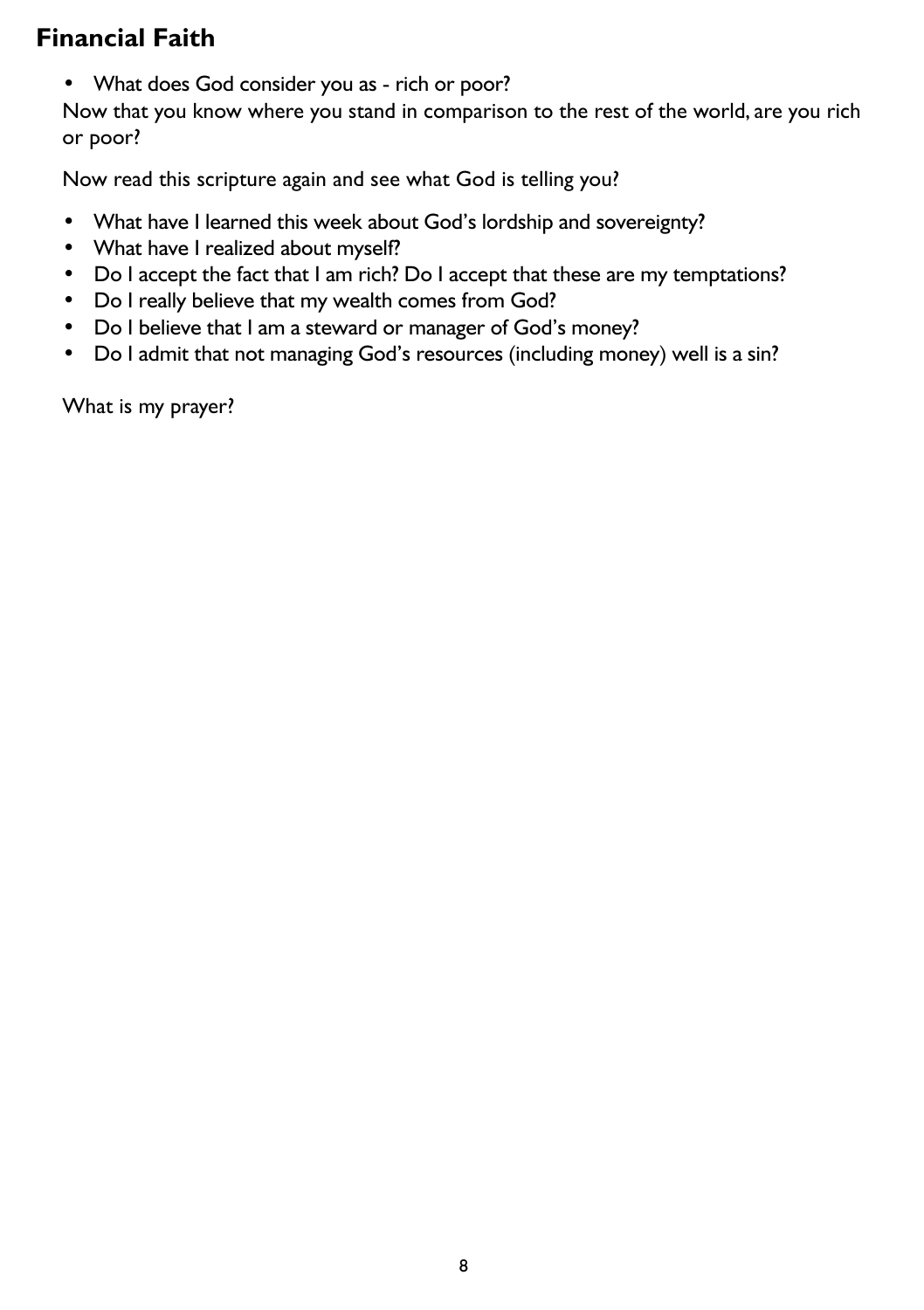## Financial Faith

- What does God consider you as - rich or poor?

Now that you know where you stand in comparison to the rest of the world, are you rich or poor?

Now read this scripture again and see what God is telling you?

- What have I learned this week about God's lordship and sovereignty?
- What have I realized about myself?
- Do I accept the fact that I am rich? Do I accept that these are my temptations?
- Do I really believe that my wealth comes from God?
- Do I believe that I am a steward or manager of God's money?
- Do I admit that not managing God's resources (including money) well is a sin?

What is my prayer?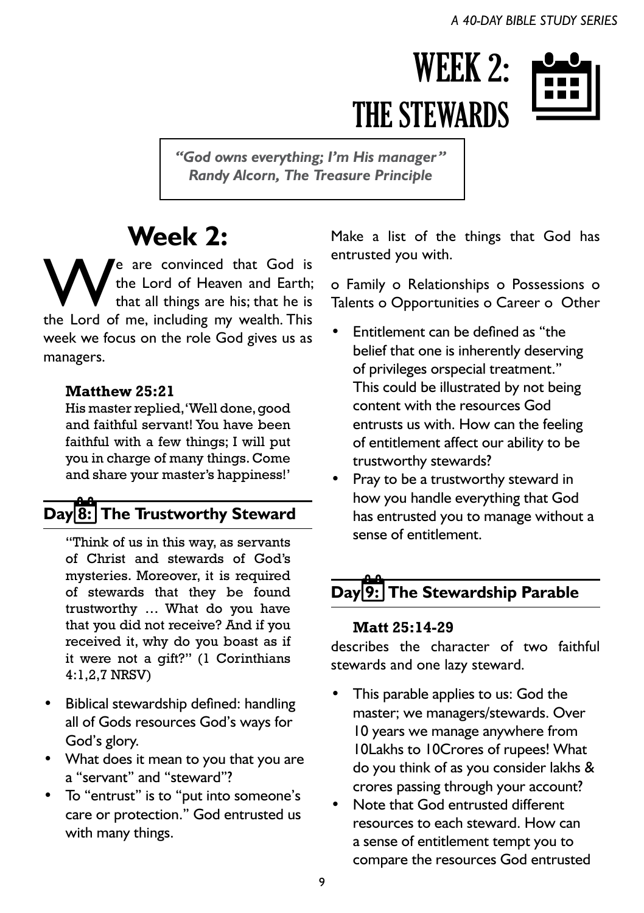# WEEK 2: THE STEWARDS

> ***"God owns everything; I'm His manager"***
> ***Randy Alcorn, The Treasure Principle***

## Week 2:

We are convinced that God is the Lord of Heaven and Earth; that all things are his; that he is the Lord of me, including my wealth. This week we focus on the role God gives us as managers.

**Matthew 25:21**
His master replied, 'Well done, good and faithful servant! You have been faithful with a few things; I will put you in charge of many things. Come and share your master's happiness!'

## Day 8: The Trustworthy Steward

"Think of us in this way, as servants of Christ and stewards of God's mysteries. Moreover, it is required of stewards that they be found trustworthy … What do you have that you did not receive? And if you received it, why do you boast as if it were not a gift?" (1 Corinthians 4:1,2,7 NRSV)

- Biblical stewardship defined: handling all of Gods resources God's ways for God's glory.
- What does it mean to you that you are a "servant" and "steward"?
- To "entrust" is to "put into someone's care or protection." God entrusted us with many things.

Make a list of the things that God has entrusted you with.

o Family o Relationships o Possessions o Talents o Opportunities o Career o Other

- Entitlement can be defined as "the belief that one is inherently deserving of privileges orspecial treatment." This could be illustrated by not being content with the resources God entrusts us with. How can the feeling of entitlement affect our ability to be trustworthy stewards?
- Pray to be a trustworthy steward in how you handle everything that God has entrusted you to manage without a sense of entitlement.

## Day 9: The Stewardship Parable

**Matt 25:14-29**
describes the character of two faithful stewards and one lazy steward.

- This parable applies to us: God the master; we managers/stewards. Over 10 years we manage anywhere from 10Lakhs to 10Crores of rupees! What do you think of as you consider lakhs & crores passing through your account?
- Note that God entrusted different resources to each steward. How can a sense of entitlement tempt you to compare the resources God entrusted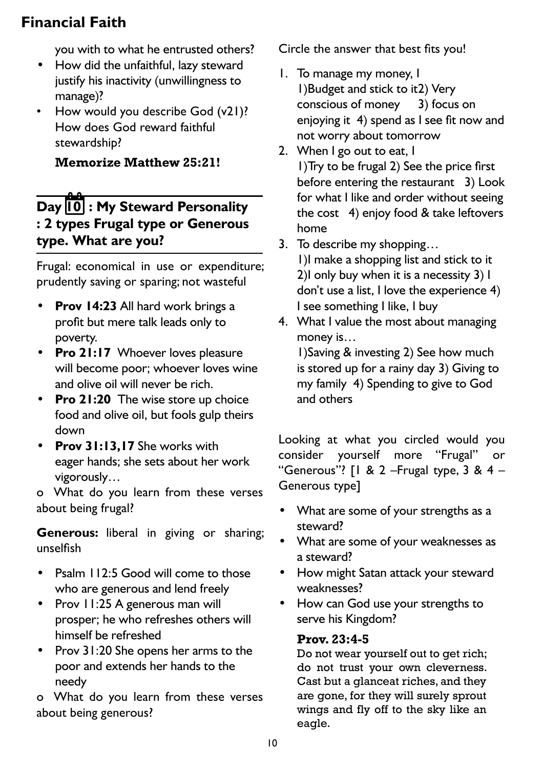you with to what he entrusted others?

- How did the unfaithful, lazy steward justify his inactivity (unwillingness to manage)?
- How would you describe God (v21)? How does God reward faithful stewardship?

**Memorize Matthew 25:21!**

## Day 10 : My Steward Personality : 2 types Frugal type or Generous type. What are you?

Frugal: economical in use or expenditure; prudently saving or sparing; not wasteful

- **Prov 14:23** All hard work brings a profit but mere talk leads only to poverty.
- **Pro 21:17** Whoever loves pleasure will become poor; whoever loves wine and olive oil will never be rich.
- **Pro 21:20** The wise store up choice food and olive oil, but fools gulp theirs down
- **Prov 31:13,17** She works with eager hands; she sets about her work vigorously…

o What do you learn from these verses about being frugal?

**Generous:** liberal in giving or sharing; unselfish

- Psalm 112:5 Good will come to those who are generous and lend freely
- Prov 11:25 A generous man will prosper; he who refreshes others will himself be refreshed
- Prov 31:20 She opens her arms to the poor and extends her hands to the needy

o What do you learn from these verses about being generous?

Circle the answer that best fits you!

1. To manage my money, I
   1)Budget and stick to it2) Very conscious of money 3) focus on enjoying it 4) spend as I see fit now and not worry about tomorrow
2. When I go out to eat, I
   1)Try to be frugal 2) See the price first before entering the restaurant 3) Look for what I like and order without seeing the cost 4) enjoy food & take leftovers home
3. To describe my shopping…
   1)I make a shopping list and stick to it 2)I only buy when it is a necessity 3) I don't use a list, I love the experience 4) I see something I like, I buy
4. What I value the most about managing money is…
   1)Saving & investing 2) See how much is stored up for a rainy day 3) Giving to my family 4) Spending to give to God and others

Looking at what you circled would you consider yourself more "Frugal" or "Generous"? [1 & 2 –Frugal type, 3 & 4 – Generous type]

- What are some of your strengths as a steward?
- What are some of your weaknesses as a steward?
- How might Satan attack your steward weaknesses?
- How can God use your strengths to serve his Kingdom?

**Prov. 23:4-5**
Do not wear yourself out to get rich; do not trust your own cleverness. Cast but a glanceat riches, and they are gone, for they will surely sprout wings and fly off to the sky like an eagle.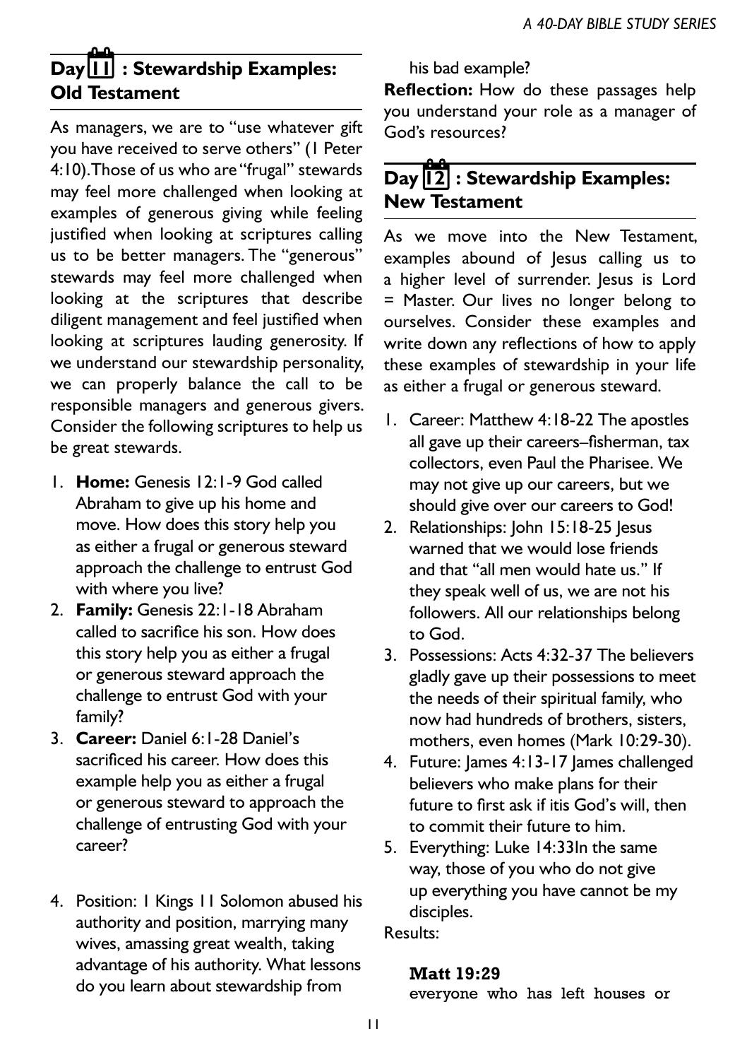## Day 11 : Stewardship Examples: Old Testament

As managers, we are to "use whatever gift you have received to serve others" (1 Peter 4:10). Those of us who are "frugal" stewards may feel more challenged when looking at examples of generous giving while feeling justified when looking at scriptures calling us to be better managers. The "generous" stewards may feel more challenged when looking at the scriptures that describe diligent management and feel justified when looking at scriptures lauding generosity. If we understand our stewardship personality, we can properly balance the call to be responsible managers and generous givers. Consider the following scriptures to help us be great stewards.

1. **Home:** Genesis 12:1-9 God called Abraham to give up his home and move. How does this story help you as either a frugal or generous steward approach the challenge to entrust God with where you live?
2. **Family:** Genesis 22:1-18 Abraham called to sacrifice his son. How does this story help you as either a frugal or generous steward approach the challenge to entrust God with your family?
3. **Career:** Daniel 6:1-28 Daniel's sacrificed his career. How does this example help you as either a frugal or generous steward to approach the challenge of entrusting God with your career?

4. Position: 1 Kings 11 Solomon abused his authority and position, marrying many wives, amassing great wealth, taking advantage of his authority. What lessons do you learn about stewardship from his bad example?

**Reflection:** How do these passages help you understand your role as a manager of God's resources?

## Day 12 : Stewardship Examples: New Testament

As we move into the New Testament, examples abound of Jesus calling us to a higher level of surrender. Jesus is Lord = Master. Our lives no longer belong to ourselves. Consider these examples and write down any reflections of how to apply these examples of stewardship in your life as either a frugal or generous steward.

1. Career: Matthew 4:18-22 The apostles all gave up their careers–fisherman, tax collectors, even Paul the Pharisee. We may not give up our careers, but we should give over our careers to God!
2. Relationships: John 15:18-25 Jesus warned that we would lose friends and that "all men would hate us." If they speak well of us, we are not his followers. All our relationships belong to God.
3. Possessions: Acts 4:32-37 The believers gladly gave up their possessions to meet the needs of their spiritual family, who now had hundreds of brothers, sisters, mothers, even homes (Mark 10:29-30).
4. Future: James 4:13-17 James challenged believers who make plans for their future to first ask if itis God's will, then to commit their future to him.
5. Everything: Luke 14:33In the same way, those of you who do not give up everything you have cannot be my disciples.

Results:

**Matt 19:29**

everyone who has left houses or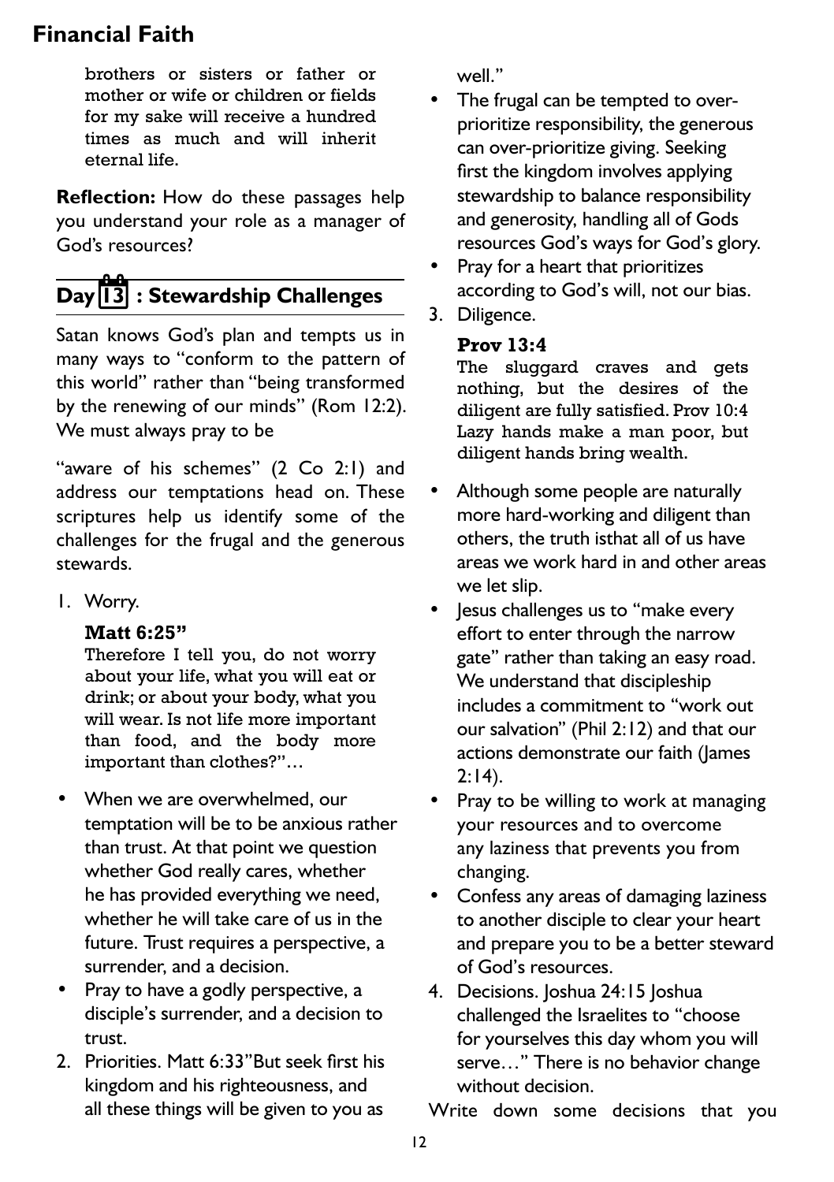brothers or sisters or father or mother or wife or children or fields for my sake will receive a hundred times as much and will inherit eternal life.

**Reflection:** How do these passages help you understand your role as a manager of God's resources?

## Day 13 : Stewardship Challenges

Satan knows God's plan and tempts us in many ways to "conform to the pattern of this world" rather than "being transformed by the renewing of our minds" (Rom 12:2). We must always pray to be

"aware of his schemes" (2 Co 2:1) and address our temptations head on. These scriptures help us identify some of the challenges for the frugal and the generous stewards.

1. Worry.

   **Matt 6:25"**
   Therefore I tell you, do not worry about your life, what you will eat or drink; or about your body, what you will wear. Is not life more important than food, and the body more important than clothes?"…

- When we are overwhelmed, our temptation will be to be anxious rather than trust. At that point we question whether God really cares, whether he has provided everything we need, whether he will take care of us in the future. Trust requires a perspective, a surrender, and a decision.
- Pray to have a godly perspective, a disciple's surrender, and a decision to trust.

2. Priorities. Matt 6:33"But seek first his kingdom and his righteousness, and all these things will be given to you as well."

- The frugal can be tempted to over-prioritize responsibility, the generous can over-prioritize giving. Seeking first the kingdom involves applying stewardship to balance responsibility and generosity, handling all of Gods resources God's ways for God's glory.
- Pray for a heart that prioritizes according to God's will, not our bias.

3. Diligence.

   **Prov 13:4**
   The sluggard craves and gets nothing, but the desires of the diligent are fully satisfied. Prov 10:4 Lazy hands make a man poor, but diligent hands bring wealth.

- Although some people are naturally more hard-working and diligent than others, the truth isthat all of us have areas we work hard in and other areas we let slip.
- Jesus challenges us to "make every effort to enter through the narrow gate" rather than taking an easy road. We understand that discipleship includes a commitment to "work out our salvation" (Phil 2:12) and that our actions demonstrate our faith (James 2:14).
- Pray to be willing to work at managing your resources and to overcome any laziness that prevents you from changing.
- Confess any areas of damaging laziness to another disciple to clear your heart and prepare you to be a better steward of God's resources.

4. Decisions. Joshua 24:15 Joshua challenged the Israelites to "choose for yourselves this day whom you will serve…" There is no behavior change without decision.

Write down some decisions that you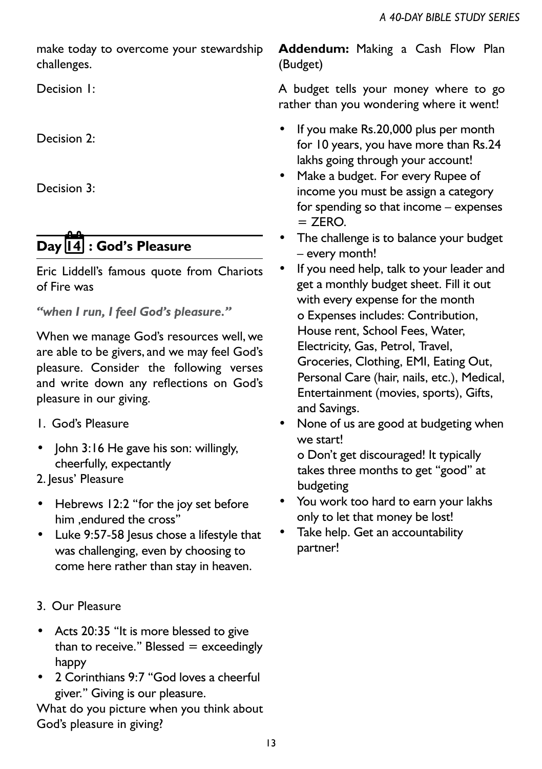make today to overcome your stewardship challenges.

Decision 1:

Decision 2:

Decision 3:

## Day 14 : God's Pleasure

Eric Liddell's famous quote from Chariots of Fire was

***"when I run, I feel God's pleasure."***

When we manage God's resources well, we are able to be givers, and we may feel God's pleasure. Consider the following verses and write down any reflections on God's pleasure in our giving.

1. God's Pleasure

- John 3:16 He gave his son: willingly, cheerfully, expectantly

2. Jesus' Pleasure

- Hebrews 12:2 "for the joy set before him ,endured the cross"
- Luke 9:57-58 Jesus chose a lifestyle that was challenging, even by choosing to come here rather than stay in heaven.

3. Our Pleasure

- Acts 20:35 "It is more blessed to give than to receive." Blessed = exceedingly happy
- 2 Corinthians 9:7 "God loves a cheerful giver." Giving is our pleasure.

What do you picture when you think about God's pleasure in giving?

**Addendum:** Making a Cash Flow Plan (Budget)

A budget tells your money where to go rather than you wondering where it went!

- If you make Rs.20,000 plus per month for 10 years, you have more than Rs.24 lakhs going through your account!
- Make a budget. For every Rupee of income you must be assign a category for spending so that income – expenses = ZERO.
- The challenge is to balance your budget – every month!
- If you need help, talk to your leader and get a monthly budget sheet. Fill it out with every expense for the month
  - o Expenses includes: Contribution, House rent, School Fees, Water, Electricity, Gas, Petrol, Travel, Groceries, Clothing, EMI, Eating Out, Personal Care (hair, nails, etc.), Medical, Entertainment (movies, sports), Gifts, and Savings.
- None of us are good at budgeting when we start!
  - o Don't get discouraged! It typically takes three months to get "good" at budgeting
- You work too hard to earn your lakhs only to let that money be lost!
- Take help. Get an accountability partner!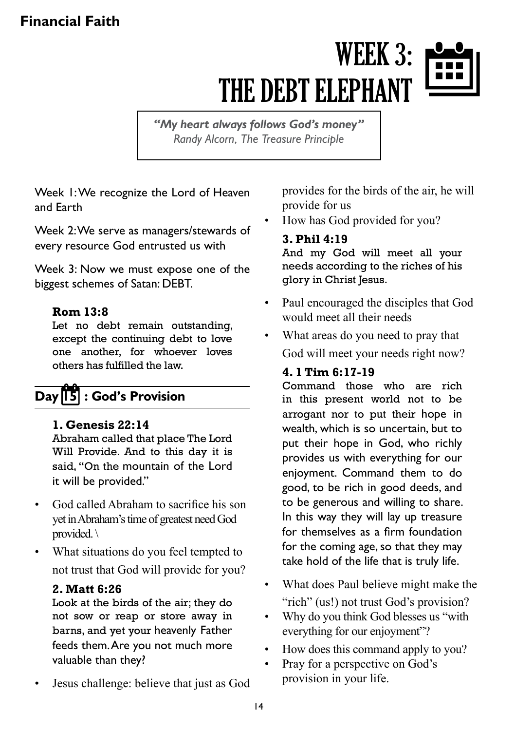# WEEK 3: THE DEBT ELEPHANT

> ***"My heart always follows God's money"***
> *Randy Alcorn, The Treasure Principle*

Week 1: We recognize the Lord of Heaven and Earth

Week 2: We serve as managers/stewards of every resource God entrusted us with

Week 3: Now we must expose one of the biggest schemes of Satan: DEBT.

**Rom 13:8**
Let no debt remain outstanding, except the continuing debt to love one another, for whoever loves others has fulfilled the law.

## Day 15 : God's Provision

**1. Genesis 22:14**
Abraham called that place The Lord Will Provide. And to this day it is said, "On the mountain of the Lord it will be provided."

- God called Abraham to sacrifice his son yet in Abraham's time of greatest need God provided. \
- What situations do you feel tempted to not trust that God will provide for you?

**2. Matt 6:26**
Look at the birds of the air; they do not sow or reap or store away in barns, and yet your heavenly Father feeds them. Are you not much more valuable than they?

- Jesus challenge: believe that just as God provides for the birds of the air, he will provide for us
- How has God provided for you?

**3. Phil 4:19**
And my God will meet all your needs according to the riches of his glory in Christ Jesus.

- Paul encouraged the disciples that God would meet all their needs
- What areas do you need to pray that God will meet your needs right now?

**4. 1 Tim 6:17-19**
Command those who are rich in this present world not to be arrogant nor to put their hope in wealth, which is so uncertain, but to put their hope in God, who richly provides us with everything for our enjoyment. Command them to do good, to be rich in good deeds, and to be generous and willing to share. In this way they will lay up treasure for themselves as a firm foundation for the coming age, so that they may take hold of the life that is truly life.

- What does Paul believe might make the "rich" (us!) not trust God's provision?
- Why do you think God blesses us "with everything for our enjoyment"?
- How does this command apply to you?
- Pray for a perspective on God's provision in your life.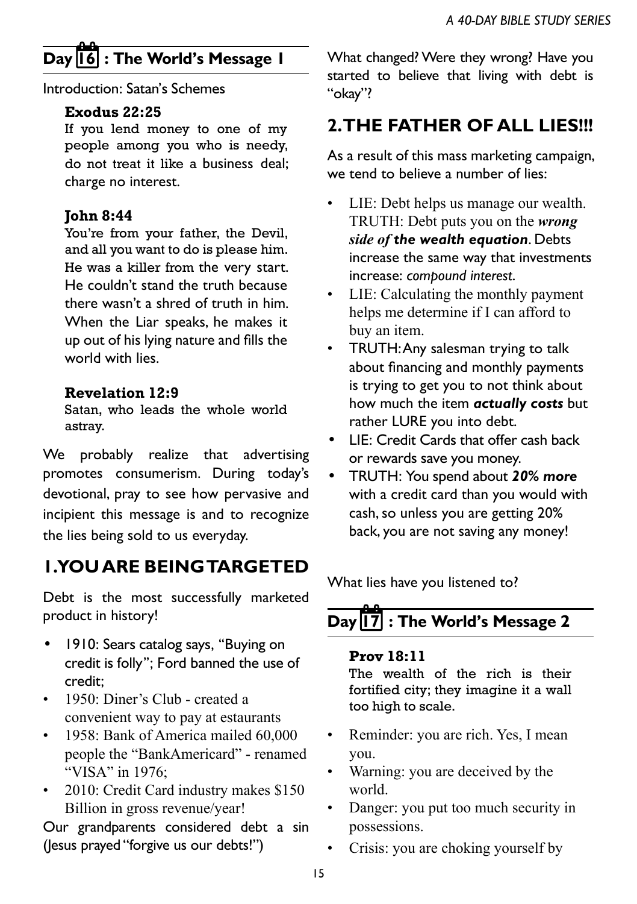## Day 16 : The World's Message 1

Introduction: Satan's Schemes

> **Exodus 22:25**
> If you lend money to one of my people among you who is needy, do not treat it like a business deal; charge no interest.
>
> **John 8:44**
> You're from your father, the Devil, and all you want to do is please him. He was a killer from the very start. He couldn't stand the truth because there wasn't a shred of truth in him. When the Liar speaks, he makes it up out of his lying nature and fills the world with lies.
>
> **Revelation 12:9**
> Satan, who leads the whole world astray.

We probably realize that advertising promotes consumerism. During today's devotional, pray to see how pervasive and incipient this message is and to recognize the lies being sold to us everyday.

### 1. YOU ARE BEING TARGETED

Debt is the most successfully marketed product in history!

- 1910: Sears catalog says, "Buying on credit is folly"; Ford banned the use of credit;
- 1950: Diner's Club - created a convenient way to pay at estaurants
- 1958: Bank of America mailed 60,000 people the "BankAmericard" - renamed "VISA" in 1976;
- 2010: Credit Card industry makes $150 Billion in gross revenue/year!

Our grandparents considered debt a sin (Jesus prayed "forgive us our debts!")

What changed? Were they wrong? Have you started to believe that living with debt is "okay"?

### 2. THE FATHER OF ALL LIES!!!

As a result of this mass marketing campaign, we tend to believe a number of lies:

- LIE: Debt helps us manage our wealth. TRUTH: Debt puts you on the ***wrong side of the wealth equation***. Debts increase the same way that investments increase: *compound interest*.
- LIE: Calculating the monthly payment helps me determine if I can afford to buy an item.
- TRUTH: Any salesman trying to talk about financing and monthly payments is trying to get you to not think about how much the item ***actually costs*** but rather LURE you into debt.
- LIE: Credit Cards that offer cash back or rewards save you money.
- TRUTH: You spend about ***20% more*** with a credit card than you would with cash, so unless you are getting 20% back, you are not saving any money!

What lies have you listened to?

## Day 17 : The World's Message 2

> **Prov 18:11**
> The wealth of the rich is their fortified city; they imagine it a wall too high to scale.

- Reminder: you are rich. Yes, I mean you.
- Warning: you are deceived by the world.
- Danger: you put too much security in possessions.
- Crisis: you are choking yourself by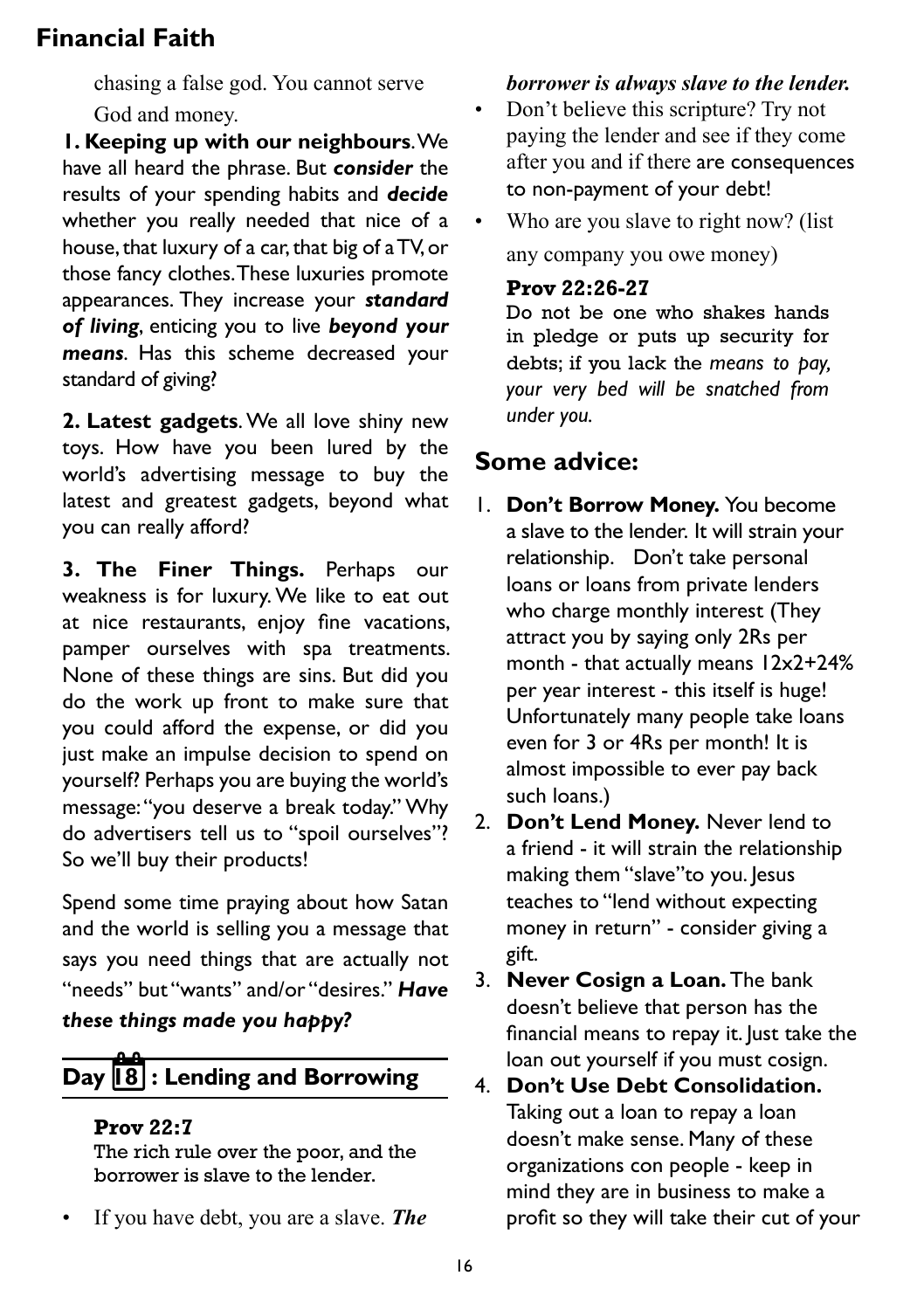chasing a false god. You cannot serve God and money.

**1. Keeping up with our neighbours**. We have all heard the phrase. But ***consider*** the results of your spending habits and ***decide*** whether you really needed that nice of a house, that luxury of a car, that big of a TV, or those fancy clothes. These luxuries promote appearances. They increase your ***standard of living***, enticing you to live ***beyond your means***. Has this scheme decreased your standard of giving?

**2. Latest gadgets**. We all love shiny new toys. How have you been lured by the world's advertising message to buy the latest and greatest gadgets, beyond what you can really afford?

**3. The Finer Things.** Perhaps our weakness is for luxury. We like to eat out at nice restaurants, enjoy fine vacations, pamper ourselves with spa treatments. None of these things are sins. But did you do the work up front to make sure that you could afford the expense, or did you just make an impulse decision to spend on yourself? Perhaps you are buying the world's message: "you deserve a break today." Why do advertisers tell us to "spoil ourselves"? So we'll buy their products!

Spend some time praying about how Satan and the world is selling you a message that says you need things that are actually not "needs" but "wants" and/or "desires." ***Have these things made you happy?***

## Day 18 : Lending and Borrowing

**Prov 22:7**
The rich rule over the poor, and the borrower is slave to the lender.

- If you have debt, you are a slave. ***The borrower is always slave to the lender.***
- Don't believe this scripture? Try not paying the lender and see if they come after you and if there are consequences to non-payment of your debt!
- Who are you slave to right now? (list any company you owe money)

**Prov 22:26-27**
Do not be one who shakes hands in pledge or puts up security for debts; if you lack the *means to pay, your very bed will be snatched from under you.*

## Some advice:

1. **Don't Borrow Money.** You become a slave to the lender. It will strain your relationship. Don't take personal loans or loans from private lenders who charge monthly interest (They attract you by saying only 2Rs per month - that actually means 12x2+24% per year interest - this itself is huge! Unfortunately many people take loans even for 3 or 4Rs per month! It is almost impossible to ever pay back such loans.)
2. **Don't Lend Money.** Never lend to a friend - it will strain the relationship making them "slave"to you. Jesus teaches to "lend without expecting money in return" - consider giving a gift.
3. **Never Cosign a Loan.** The bank doesn't believe that person has the financial means to repay it. Just take the loan out yourself if you must cosign.
4. **Don't Use Debt Consolidation.** Taking out a loan to repay a loan doesn't make sense. Many of these organizations con people - keep in mind they are in business to make a profit so they will take their cut of your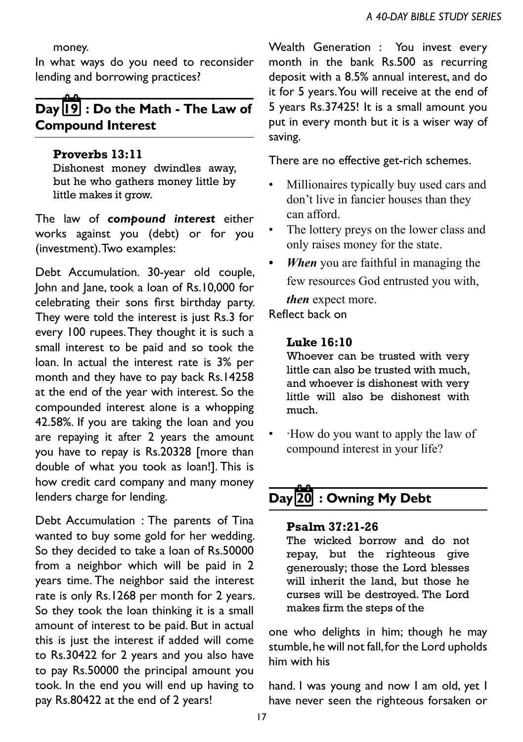money.

In what ways do you need to reconsider lending and borrowing practices?

## Day 19 : Do the Math - The Law of Compound Interest

**Proverbs 13:11**
Dishonest money dwindles away, but he who gathers money little by little makes it grow.

The law of ***compound interest*** either works against you (debt) or for you (investment). Two examples:

Debt Accumulation. 30-year old couple, John and Jane, took a loan of Rs.10,000 for celebrating their sons first birthday party. They were told the interest is just Rs.3 for every 100 rupees. They thought it is such a small interest to be paid and so took the loan. In actual the interest rate is 3% per month and they have to pay back Rs.14258 at the end of the year with interest. So the compounded interest alone is a whopping 42.58%. If you are taking the loan and you are repaying it after 2 years the amount you have to repay is Rs.20328 [more than double of what you took as loan!]. This is how credit card company and many money lenders charge for lending.

Debt Accumulation : The parents of Tina wanted to buy some gold for her wedding. So they decided to take a loan of Rs.50000 from a neighbor which will be paid in 2 years time. The neighbor said the interest rate is only Rs.1268 per month for 2 years. So they took the loan thinking it is a small amount of interest to be paid. But in actual this is just the interest if added will come to Rs.30422 for 2 years and you also have to pay Rs.50000 the principal amount you took. In the end you will end up having to pay Rs.80422 at the end of 2 years!

Wealth Generation : You invest every month in the bank Rs.500 as recurring deposit with a 8.5% annual interest, and do it for 5 years. You will receive at the end of 5 years Rs.37425! It is a small amount you put in every month but it is a wiser way of saving.

There are no effective get-rich schemes.

- Millionaires typically buy used cars and don't live in fancier houses than they can afford.
- The lottery preys on the lower class and only raises money for the state.
- ***When*** you are faithful in managing the few resources God entrusted you with, ***then*** expect more.

Reflect back on

**Luke 16:10**
Whoever can be trusted with very little can also be trusted with much, and whoever is dishonest with very little will also be dishonest with much.

- ·How do you want to apply the law of compound interest in your life?

## Day 20 : Owning My Debt

**Psalm 37:21-26**
The wicked borrow and do not repay, but the righteous give generously; those the Lord blesses will inherit the land, but those he curses will be destroyed. The Lord makes firm the steps of the

one who delights in him; though he may stumble, he will not fall, for the Lord upholds him with his

hand. I was young and now I am old, yet I have never seen the righteous forsaken or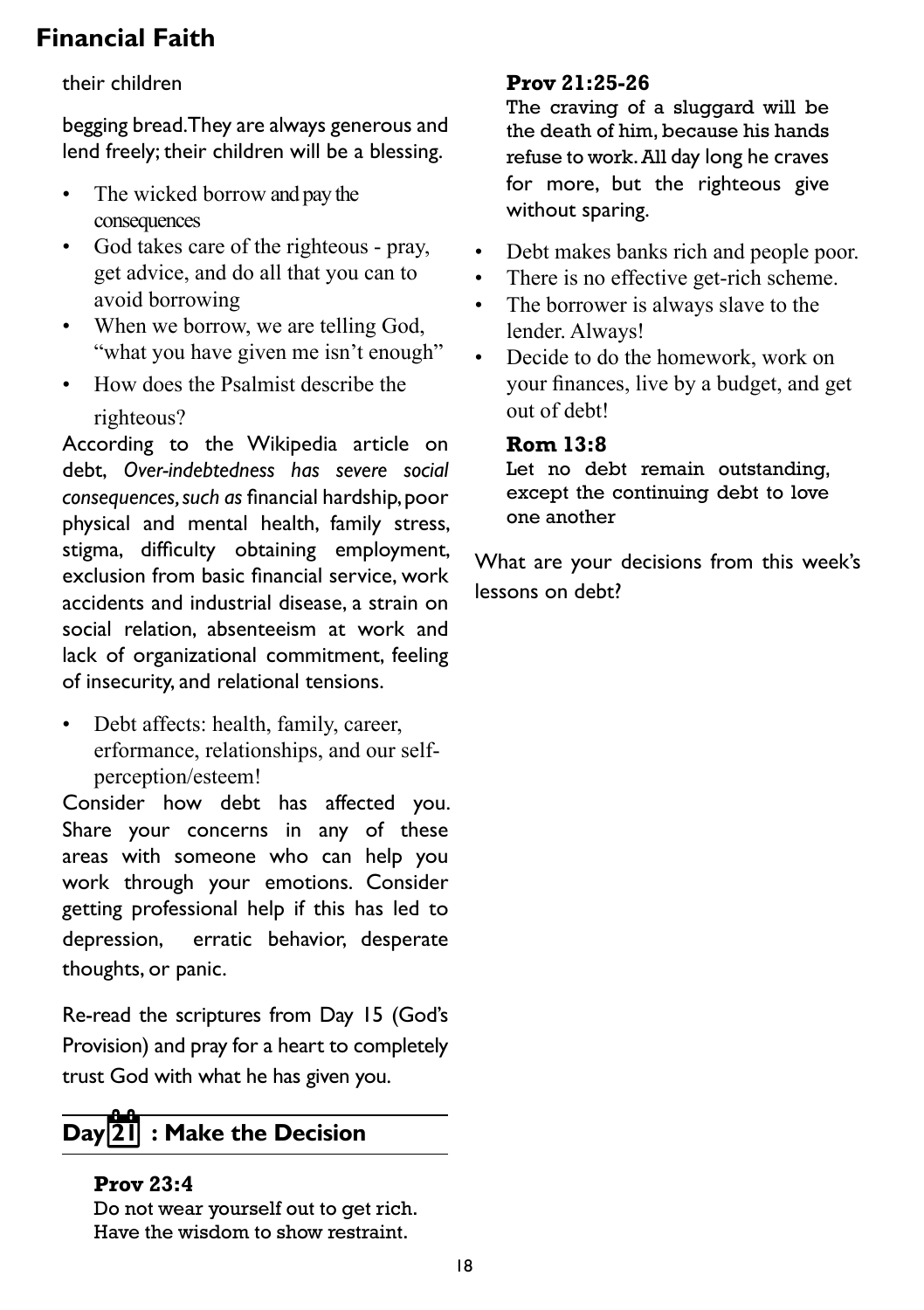their children

begging bread. They are always generous and lend freely; their children will be a blessing.

- The wicked borrow and pay the consequences
- God takes care of the righteous - pray, get advice, and do all that you can to avoid borrowing
- When we borrow, we are telling God, "what you have given me isn't enough"
- How does the Psalmist describe the righteous?

According to the Wikipedia article on debt, *Over-indebtedness has severe social consequences, such as* financial hardship, poor physical and mental health, family stress, stigma, difficulty obtaining employment, exclusion from basic financial service, work accidents and industrial disease, a strain on social relation, absenteeism at work and lack of organizational commitment, feeling of insecurity, and relational tensions.

- Debt affects: health, family, career, erformance, relationships, and our self-perception/esteem!

Consider how debt has affected you. Share your concerns in any of these areas with someone who can help you work through your emotions. Consider getting professional help if this has led to depression, erratic behavior, desperate thoughts, or panic.

Re-read the scriptures from Day 15 (God's Provision) and pray for a heart to completely trust God with what he has given you.

## Day 21 : Make the Decision

**Prov 23:4**
Do not wear yourself out to get rich. Have the wisdom to show restraint.

**Prov 21:25-26**
The craving of a sluggard will be the death of him, because his hands refuse to work. All day long he craves for more, but the righteous give without sparing.

- Debt makes banks rich and people poor.
- There is no effective get-rich scheme.
- The borrower is always slave to the lender. Always!
- Decide to do the homework, work on your finances, live by a budget, and get out of debt!

**Rom 13:8**
Let no debt remain outstanding, except the continuing debt to love one another

What are your decisions from this week's lessons on debt?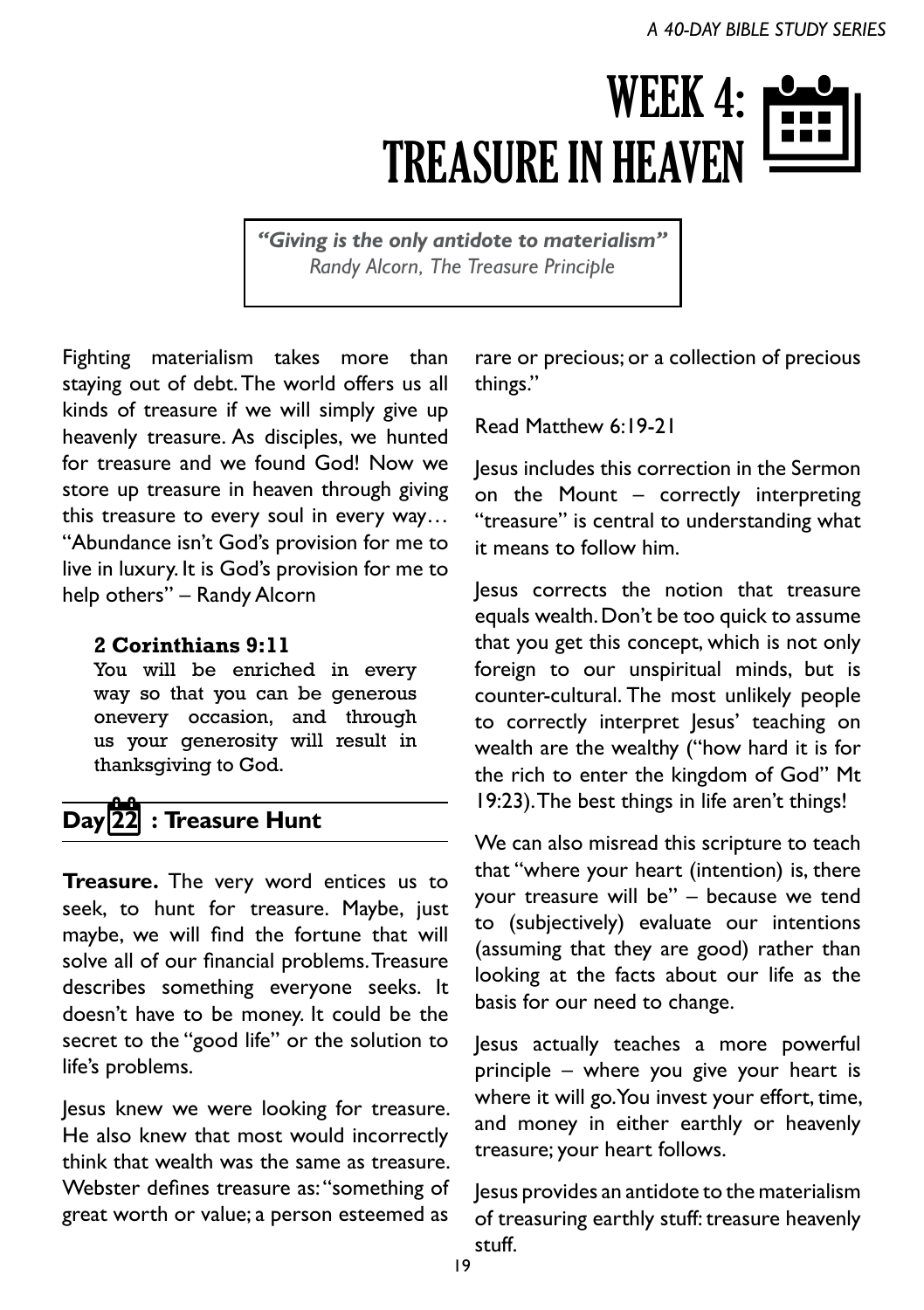// A 40-DAY BIBLE STUDY SERIES

# WEEK 4: TREASURE IN HEAVEN

> ***"Giving is the only antidote to materialism"***
> *Randy Alcorn, The Treasure Principle*

Fighting materialism takes more than staying out of debt. The world offers us all kinds of treasure if we will simply give up heavenly treasure. As disciples, we hunted for treasure and we found God! Now we store up treasure in heaven through giving this treasure to every soul in every way… "Abundance isn't God's provision for me to live in luxury. It is God's provision for me to help others" – Randy Alcorn

> **2 Corinthians 9:11**
> You will be enriched in every way so that you can be generous onevery occasion, and through us your generosity will result in thanksgiving to God.

## Day 22 : Treasure Hunt

**Treasure.** The very word entices us to seek, to hunt for treasure. Maybe, just maybe, we will find the fortune that will solve all of our financial problems. Treasure describes something everyone seeks. It doesn't have to be money. It could be the secret to the "good life" or the solution to life's problems.

Jesus knew we were looking for treasure. He also knew that most would incorrectly think that wealth was the same as treasure. Webster defines treasure as: "something of great worth or value; a person esteemed as rare or precious; or a collection of precious things."

Read Matthew 6:19-21

Jesus includes this correction in the Sermon on the Mount – correctly interpreting "treasure" is central to understanding what it means to follow him.

Jesus corrects the notion that treasure equals wealth. Don't be too quick to assume that you get this concept, which is not only foreign to our unspiritual minds, but is counter-cultural. The most unlikely people to correctly interpret Jesus' teaching on wealth are the wealthy ("how hard it is for the rich to enter the kingdom of God" Mt 19:23). The best things in life aren't things!

We can also misread this scripture to teach that "where your heart (intention) is, there your treasure will be" – because we tend to (subjectively) evaluate our intentions (assuming that they are good) rather than looking at the facts about our life as the basis for our need to change.

Jesus actually teaches a more powerful principle – where you give your heart is where it will go. You invest your effort, time, and money in either earthly or heavenly treasure; your heart follows.

Jesus provides an antidote to the materialism of treasuring earthly stuff: treasure heavenly stuff.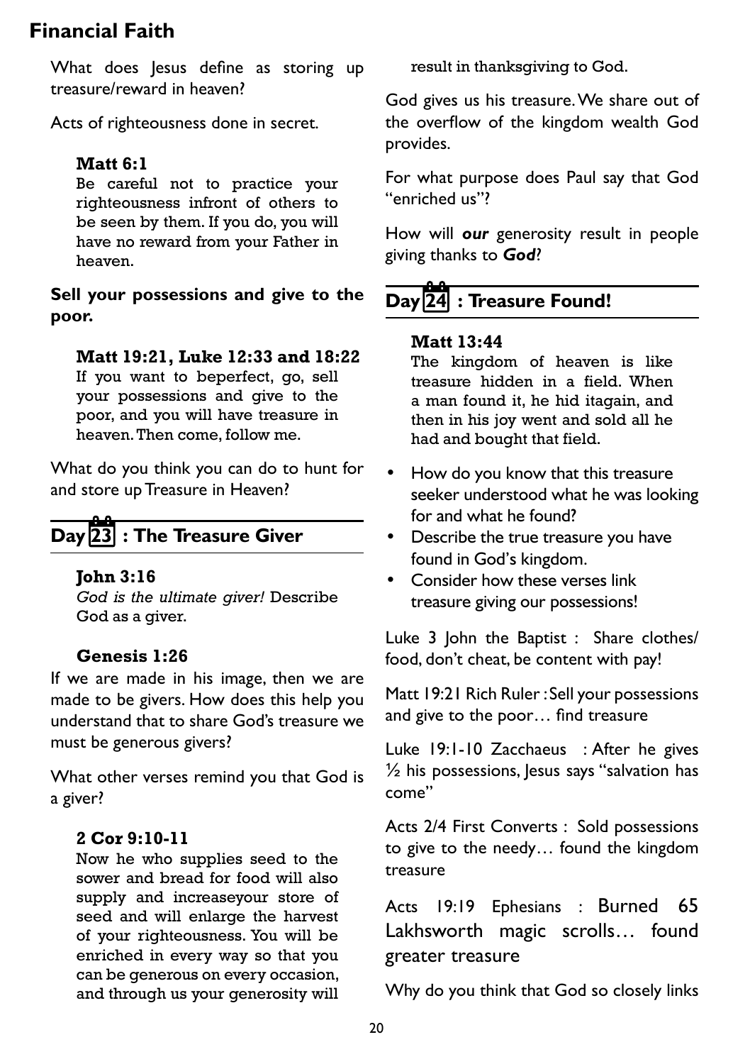# Financial Faith

What does Jesus define as storing up treasure/reward in heaven?

Acts of righteousness done in secret.

**Matt 6:1**
Be careful not to practice your righteousness infront of others to be seen by them. If you do, you will have no reward from your Father in heaven.

**Sell your possessions and give to the poor.**

**Matt 19:21, Luke 12:33 and 18:22**
If you want to beperfect, go, sell your possessions and give to the poor, and you will have treasure in heaven. Then come, follow me.

What do you think you can do to hunt for and store up Treasure in Heaven?

## Day 23 : The Treasure Giver

**John 3:16**
*God is the ultimate giver!* Describe God as a giver.

**Genesis 1:26**

If we are made in his image, then we are made to be givers. How does this help you understand that to share God's treasure we must be generous givers?

What other verses remind you that God is a giver?

**2 Cor 9:10-11**
Now he who supplies seed to the sower and bread for food will also supply and increaseyour store of seed and will enlarge the harvest of your righteousness. You will be enriched in every way so that you can be generous on every occasion, and through us your generosity will result in thanksgiving to God.

God gives us his treasure. We share out of the overflow of the kingdom wealth God provides.

For what purpose does Paul say that God "enriched us"?

How will ***our*** generosity result in people giving thanks to ***God***?

## Day 24 : Treasure Found!

**Matt 13:44**
The kingdom of heaven is like treasure hidden in a field. When a man found it, he hid itagain, and then in his joy went and sold all he had and bought that field.

- How do you know that this treasure seeker understood what he was looking for and what he found?
- Describe the true treasure you have found in God's kingdom.
- Consider how these verses link treasure giving our possessions!

Luke 3 John the Baptist : Share clothes/ food, don't cheat, be content with pay!

Matt 19:21 Rich Ruler : Sell your possessions and give to the poor… find treasure

Luke 19:1-10 Zacchaeus : After he gives ½ his possessions, Jesus says "salvation has come"

Acts 2/4 First Converts : Sold possessions to give to the needy… found the kingdom treasure

Acts 19:19 Ephesians : Burned 65 Lakhsworth magic scrolls… found greater treasure

Why do you think that God so closely links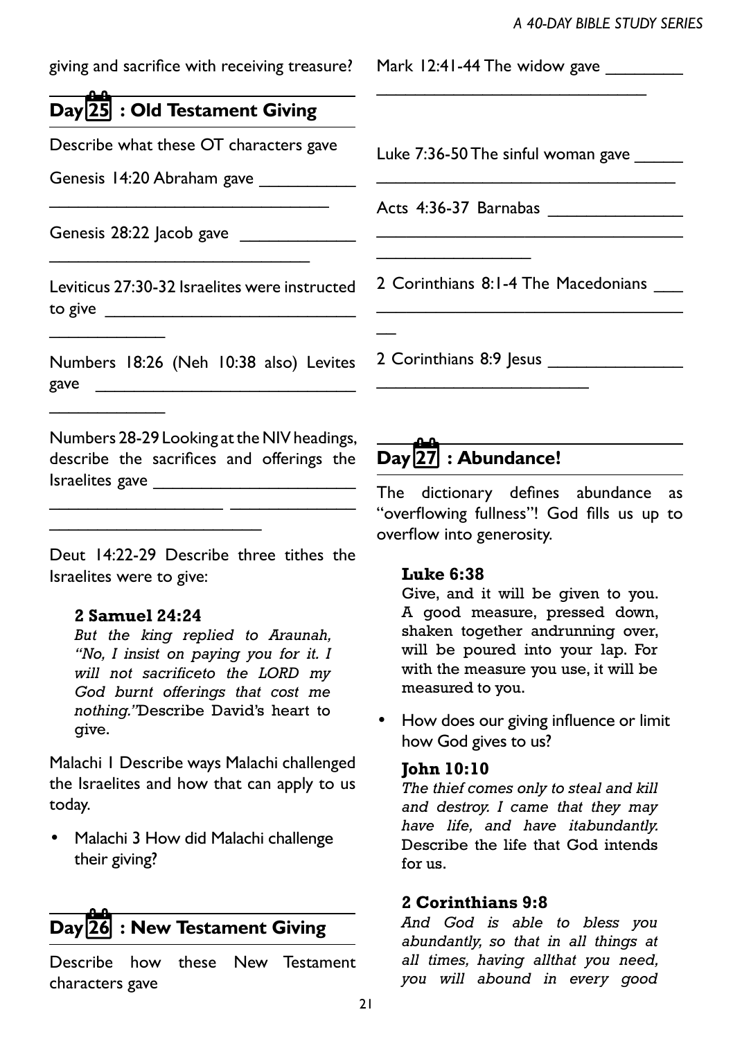giving and sacrifice with receiving treasure?

## Day 25 : Old Testament Giving

Describe what these OT characters gave

Genesis 14:20 Abraham gave ___________
________________________________

Genesis 28:22 Jacob gave _____________
______________________________

Leviticus 27:30-32 Israelites were instructed to give ____________________________
_____________

Numbers 18:26 (Neh 10:38 also) Levites gave _____________________________
_____________

Numbers 28-29 Looking at the NIV headings, describe the sacrifices and offerings the Israelites gave ______________________
___________________ _____________
________________________

Deut 14:22-29 Describe three tithes the Israelites were to give:

> **2 Samuel 24:24**
> *But the king replied to Araunah, "No, I insist on paying you for it. I will not sacrificeto the LORD my God burnt offerings that cost me nothing."* Describe David's heart to give.

Malachi 1 Describe ways Malachi challenged the Israelites and how that can apply to us today.

- Malachi 3 How did Malachi challenge their giving?

## Day 26 : New Testament Giving

Describe how these New Testament characters gave

Mark 12:41-44 The widow gave _________
________________________________

Luke 7:36-50 The sinful woman gave ______
__________________________________

Acts 4:36-37 Barnabas _______________
____________________________________
_________________

2 Corinthians 8:1-4 The Macedonians ___
____________________________________
__

2 Corinthians 8:9 Jesus _______________
________________________

## Day 27 : Abundance!

The dictionary defines abundance as "overflowing fullness"! God fills us up to overflow into generosity.

> **Luke 6:38**
> Give, and it will be given to you. A good measure, pressed down, shaken together andrunning over, will be poured into your lap. For with the measure you use, it will be measured to you.

- How does our giving influence or limit how God gives to us?

> **John 10:10**
> *The thief comes only to steal and kill and destroy. I came that they may have life, and have itabundantly.* Describe the life that God intends for us.

> **2 Corinthians 9:8**
> *And God is able to bless you abundantly, so that in all things at all times, having allthat you need, you will abound in every good*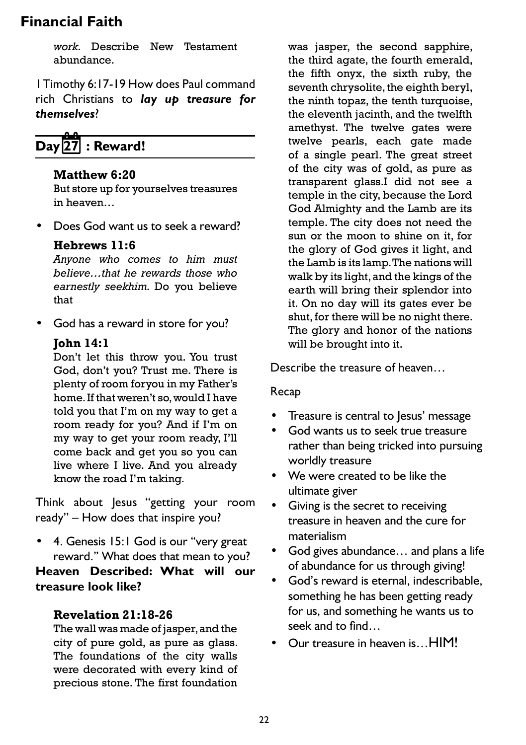*work.* Describe New Testament abundance.

I Timothy 6:17-19 How does Paul command rich Christians to ***lay up treasure for themselves***?

## Day 27 : Reward!

**Matthew 6:20**
But store up for yourselves treasures in heaven…

- Does God want us to seek a reward?

**Hebrews 11:6**
*Anyone who comes to him must believe…that he rewards those who earnestly seekhim.* Do you believe that

- God has a reward in store for you?

**John 14:1**
Don't let this throw you. You trust God, don't you? Trust me. There is plenty of room foryou in my Father's home. If that weren't so, would I have told you that I'm on my way to get a room ready for you? And if I'm on my way to get your room ready, I'll come back and get you so you can live where I live. And you already know the road I'm taking.

Think about Jesus "getting your room ready" – How does that inspire you?

- 4. Genesis 15:1 God is our "very great reward." What does that mean to you?

**Heaven Described: What will our treasure look like?**

**Revelation 21:18-26**
The wall was made of jasper, and the city of pure gold, as pure as glass. The foundations of the city walls were decorated with every kind of precious stone. The first foundation was jasper, the second sapphire, the third agate, the fourth emerald, the fifth onyx, the sixth ruby, the seventh chrysolite, the eighth beryl, the ninth topaz, the tenth turquoise, the eleventh jacinth, and the twelfth amethyst. The twelve gates were twelve pearls, each gate made of a single pearl. The great street of the city was of gold, as pure as transparent glass.I did not see a temple in the city, because the Lord God Almighty and the Lamb are its temple. The city does not need the sun or the moon to shine on it, for the glory of God gives it light, and the Lamb is its lamp.The nations will walk by its light, and the kings of the earth will bring their splendor into it. On no day will its gates ever be shut, for there will be no night there. The glory and honor of the nations will be brought into it.

Describe the treasure of heaven…

Recap

- Treasure is central to Jesus' message
- God wants us to seek true treasure rather than being tricked into pursuing worldly treasure
- We were created to be like the ultimate giver
- Giving is the secret to receiving treasure in heaven and the cure for materialism
- God gives abundance… and plans a life of abundance for us through giving!
- God's reward is eternal, indescribable, something he has been getting ready for us, and something he wants us to seek and to find…
- Our treasure in heaven is…HIM!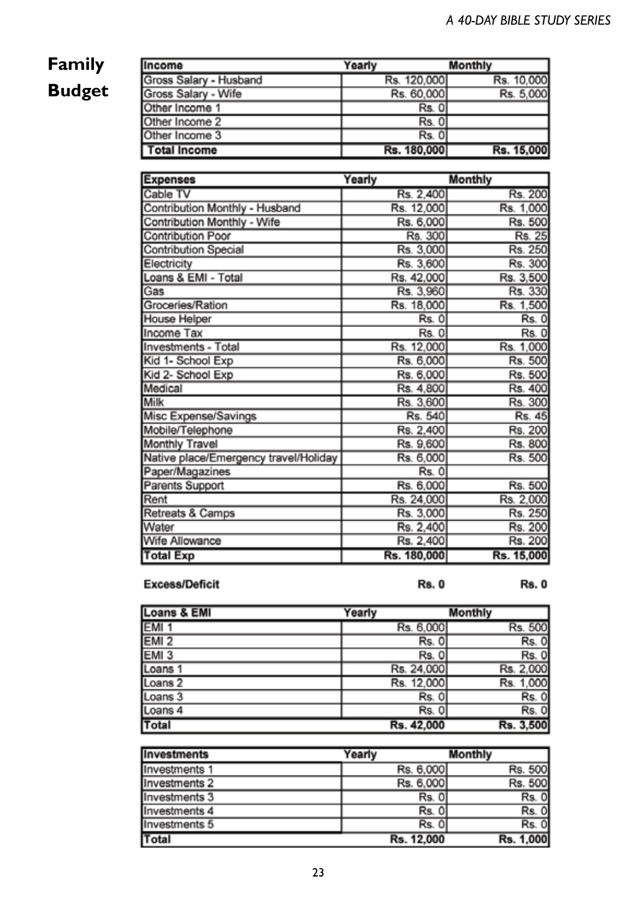# Family Budget

| Income | Yearly | Monthly |
|---|---|---|
| Gross Salary - Husband | Rs. 120,000 | Rs. 10,000 |
| Gross Salary - Wife | Rs. 60,000 | Rs. 5,000 |
| Other Income 1 | Rs. 0 | |
| Other Income 2 | Rs. 0 | |
| Other Income 3 | Rs. 0 | |
| **Total Income** | **Rs. 180,000** | **Rs. 15,000** |

| Expenses | Yearly | Monthly |
|---|---|---|
| Cable TV | Rs. 2,400 | Rs. 200 |
| Contribution Monthly - Husband | Rs. 12,000 | Rs. 1,000 |
| Contribution Monthly - Wife | Rs. 6,000 | Rs. 500 |
| Contribution Poor | Rs. 300 | Rs. 25 |
| Contribution Special | Rs. 3,000 | Rs. 250 |
| Electricity | Rs. 3,600 | Rs. 300 |
| Loans & EMI - Total | Rs. 42,000 | Rs. 3,500 |
| Gas | Rs. 3,960 | Rs. 330 |
| Groceries/Ration | Rs. 18,000 | Rs. 1,500 |
| House Helper | Rs. 0 | Rs. 0 |
| Income Tax | Rs. 0 | Rs. 0 |
| Investments - Total | Rs. 12,000 | Rs. 1,000 |
| Kid 1- School Exp | Rs. 6,000 | Rs. 500 |
| Kid 2- School Exp | Rs. 6,000 | Rs. 500 |
| Medical | Rs. 4,800 | Rs. 400 |
| Milk | Rs. 3,600 | Rs. 300 |
| Misc Expense/Savings | Rs. 540 | Rs. 45 |
| Mobile/Telephone | Rs. 2,400 | Rs. 200 |
| Monthly Travel | Rs. 9,600 | Rs. 800 |
| Native place/Emergency travel/Holiday | Rs. 6,000 | Rs. 500 |
| Paper/Magazines | Rs. 0 | |
| Parents Support | Rs. 6,000 | Rs. 500 |
| Rent | Rs. 24,000 | Rs. 2,000 |
| Retreats & Camps | Rs. 3,000 | Rs. 250 |
| Water | Rs. 2,400 | Rs. 200 |
| Wife Allowance | Rs. 2,400 | Rs. 200 |
| **Total Exp** | **Rs. 180,000** | **Rs. 15,000** |

**Excess/Deficit** **Rs. 0** **Rs. 0**

| Loans & EMI | Yearly | Monthly |
|---|---|---|
| EMI 1 | Rs. 6,000 | Rs. 500 |
| EMI 2 | Rs. 0 | Rs. 0 |
| EMI 3 | Rs. 0 | Rs. 0 |
| Loans 1 | Rs. 24,000 | Rs. 2,000 |
| Loans 2 | Rs. 12,000 | Rs. 1,000 |
| Loans 3 | Rs. 0 | Rs. 0 |
| Loans 4 | Rs. 0 | Rs. 0 |
| **Total** | **Rs. 42,000** | **Rs. 3,500** |

| Investments | Yearly | Monthly |
|---|---|---|
| Investments 1 | Rs. 6,000 | Rs. 500 |
| Investments 2 | Rs. 6,000 | Rs. 500 |
| Investments 3 | Rs. 0 | Rs. 0 |
| Investments 4 | Rs. 0 | Rs. 0 |
| Investments 5 | Rs. 0 | Rs. 0 |
| **Total** | **Rs. 12,000** | **Rs. 1,000** |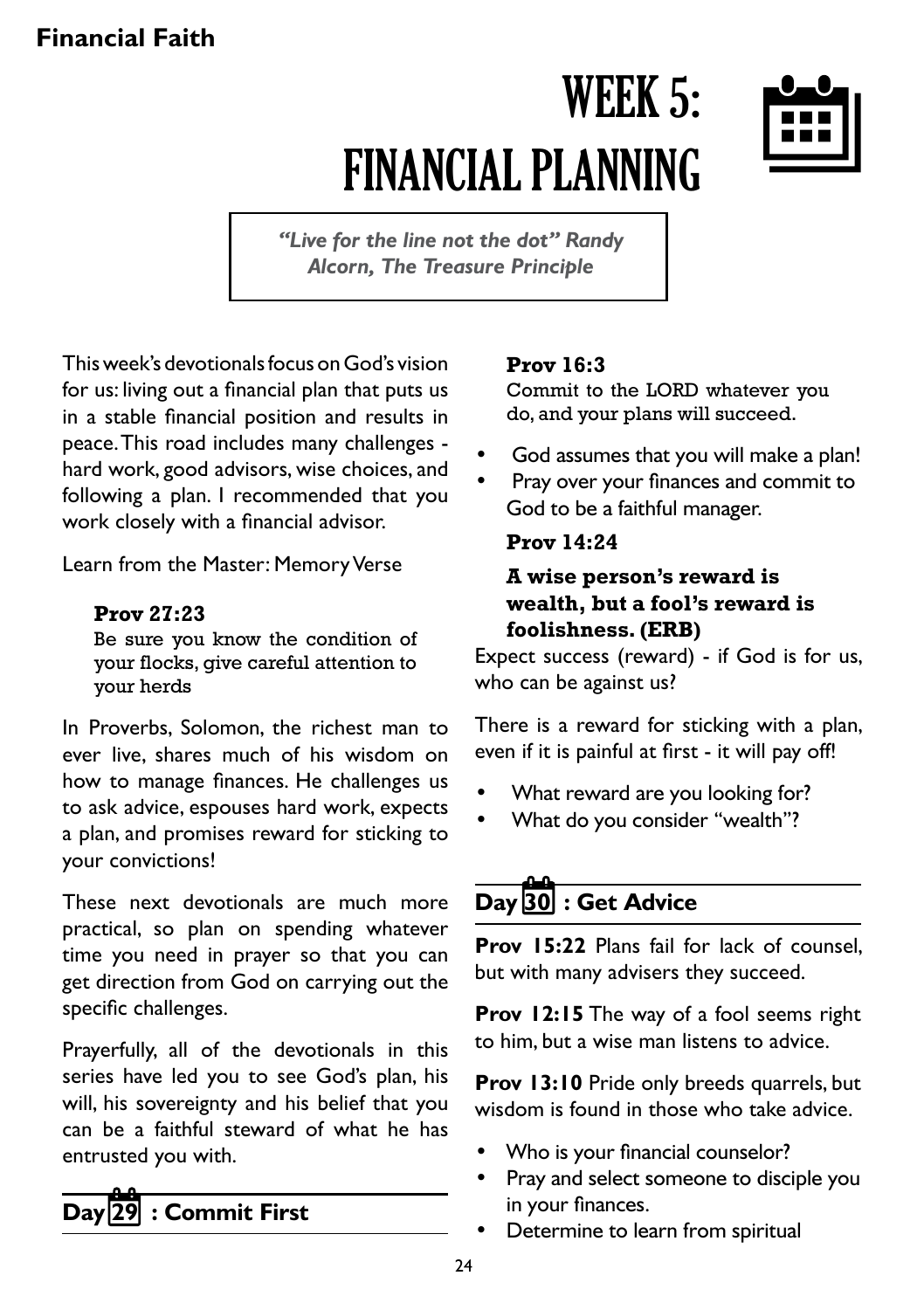# WEEK 5: FINANCIAL PLANNING

> *"Live for the line not the dot" Randy Alcorn, The Treasure Principle*

This week's devotionals focus on God's vision for us: living out a financial plan that puts us in a stable financial position and results in peace. This road includes many challenges - hard work, good advisors, wise choices, and following a plan. I recommended that you work closely with a financial advisor.

Learn from the Master: Memory Verse

> **Prov 27:23**
> Be sure you know the condition of your flocks, give careful attention to your herds

In Proverbs, Solomon, the richest man to ever live, shares much of his wisdom on how to manage finances. He challenges us to ask advice, espouses hard work, expects a plan, and promises reward for sticking to your convictions!

These next devotionals are much more practical, so plan on spending whatever time you need in prayer so that you can get direction from God on carrying out the specific challenges.

Prayerfully, all of the devotionals in this series have led you to see God's plan, his will, his sovereignty and his belief that you can be a faithful steward of what he has entrusted you with.

## Day 29 : Commit First

> **Prov 16:3**
> Commit to the LORD whatever you do, and your plans will succeed.

- God assumes that you will make a plan!
- Pray over your finances and commit to God to be a faithful manager.

> **Prov 14:24**
>
> **A wise person's reward is wealth, but a fool's reward is foolishness. (ERB)**

Expect success (reward) - if God is for us, who can be against us?

There is a reward for sticking with a plan, even if it is painful at first - it will pay off!

- What reward are you looking for?
- What do you consider "wealth"?

## Day 30 : Get Advice

**Prov 15:22** Plans fail for lack of counsel, but with many advisers they succeed.

**Prov 12:15** The way of a fool seems right to him, but a wise man listens to advice.

**Prov 13:10** Pride only breeds quarrels, but wisdom is found in those who take advice.

- Who is your financial counselor?
- Pray and select someone to disciple you in your finances.
- Determine to learn from spiritual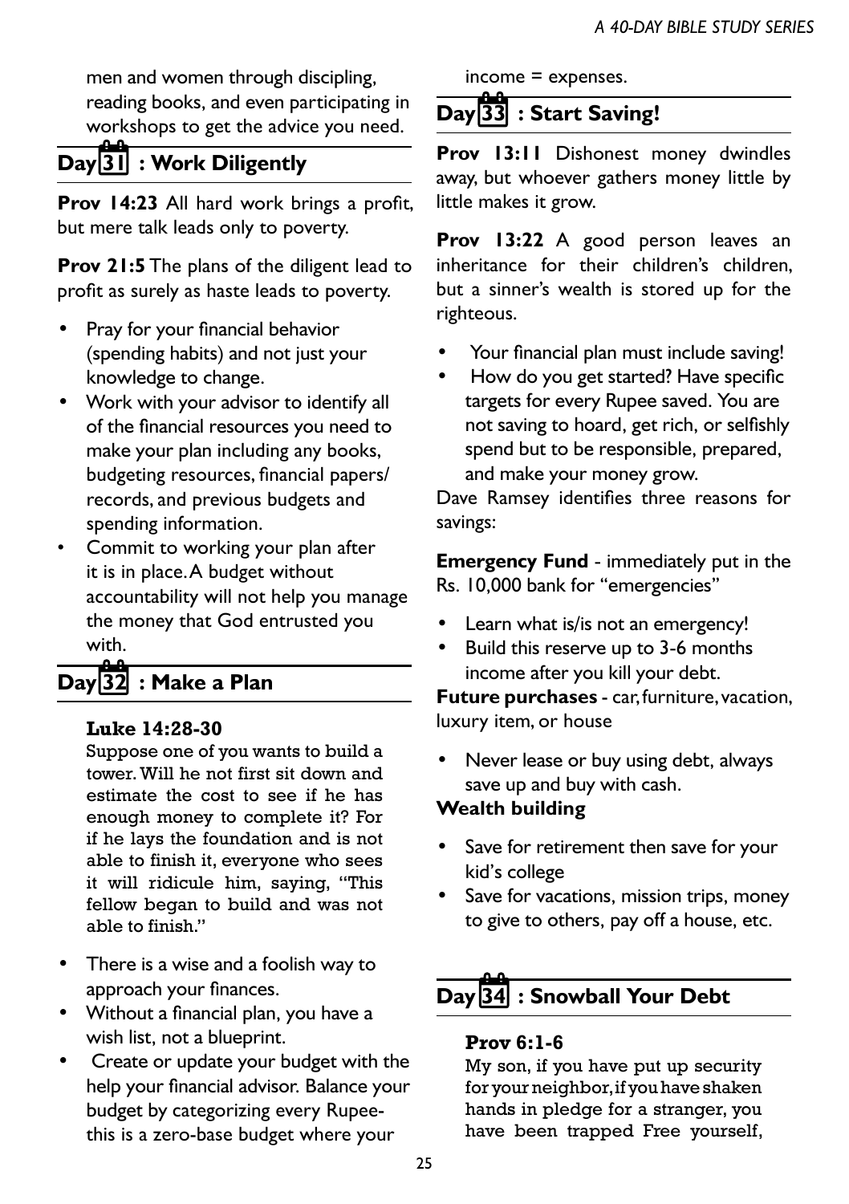men and women through discipling, reading books, and even participating in workshops to get the advice you need.

## Day 31 : Work Diligently

**Prov 14:23** All hard work brings a profit, but mere talk leads only to poverty.

**Prov 21:5** The plans of the diligent lead to profit as surely as haste leads to poverty.

- Pray for your financial behavior (spending habits) and not just your knowledge to change.
- Work with your advisor to identify all of the financial resources you need to make your plan including any books, budgeting resources, financial papers/ records, and previous budgets and spending information.
- Commit to working your plan after it is in place. A budget without accountability will not help you manage the money that God entrusted you with.

## Day 32 : Make a Plan

**Luke 14:28-30**
Suppose one of you wants to build a tower. Will he not first sit down and estimate the cost to see if he has enough money to complete it? For if he lays the foundation and is not able to finish it, everyone who sees it will ridicule him, saying, "This fellow began to build and was not able to finish."

- There is a wise and a foolish way to approach your finances.
- Without a financial plan, you have a wish list, not a blueprint.
- Create or update your budget with the help your financial advisor. Balance your budget by categorizing every Rupee- this is a zero-base budget where your income = expenses.

## Day 33 : Start Saving!

**Prov 13:11** Dishonest money dwindles away, but whoever gathers money little by little makes it grow.

**Prov 13:22** A good person leaves an inheritance for their children's children, but a sinner's wealth is stored up for the righteous.

- Your financial plan must include saving!
- How do you get started? Have specific targets for every Rupee saved. You are not saving to hoard, get rich, or selfishly spend but to be responsible, prepared, and make your money grow.

Dave Ramsey identifies three reasons for savings:

**Emergency Fund** - immediately put in the Rs. 10,000 bank for "emergencies"

- Learn what is/is not an emergency!
- Build this reserve up to 3-6 months income after you kill your debt.

**Future purchases** - car, furniture, vacation, luxury item, or house

- Never lease or buy using debt, always save up and buy with cash.

**Wealth building**

- Save for retirement then save for your kid's college
- Save for vacations, mission trips, money to give to others, pay off a house, etc.

## Day 34 : Snowball Your Debt

**Prov 6:1-6**
My son, if you have put up security for your neighbor, if you have shaken hands in pledge for a stranger, you have been trapped Free yourself,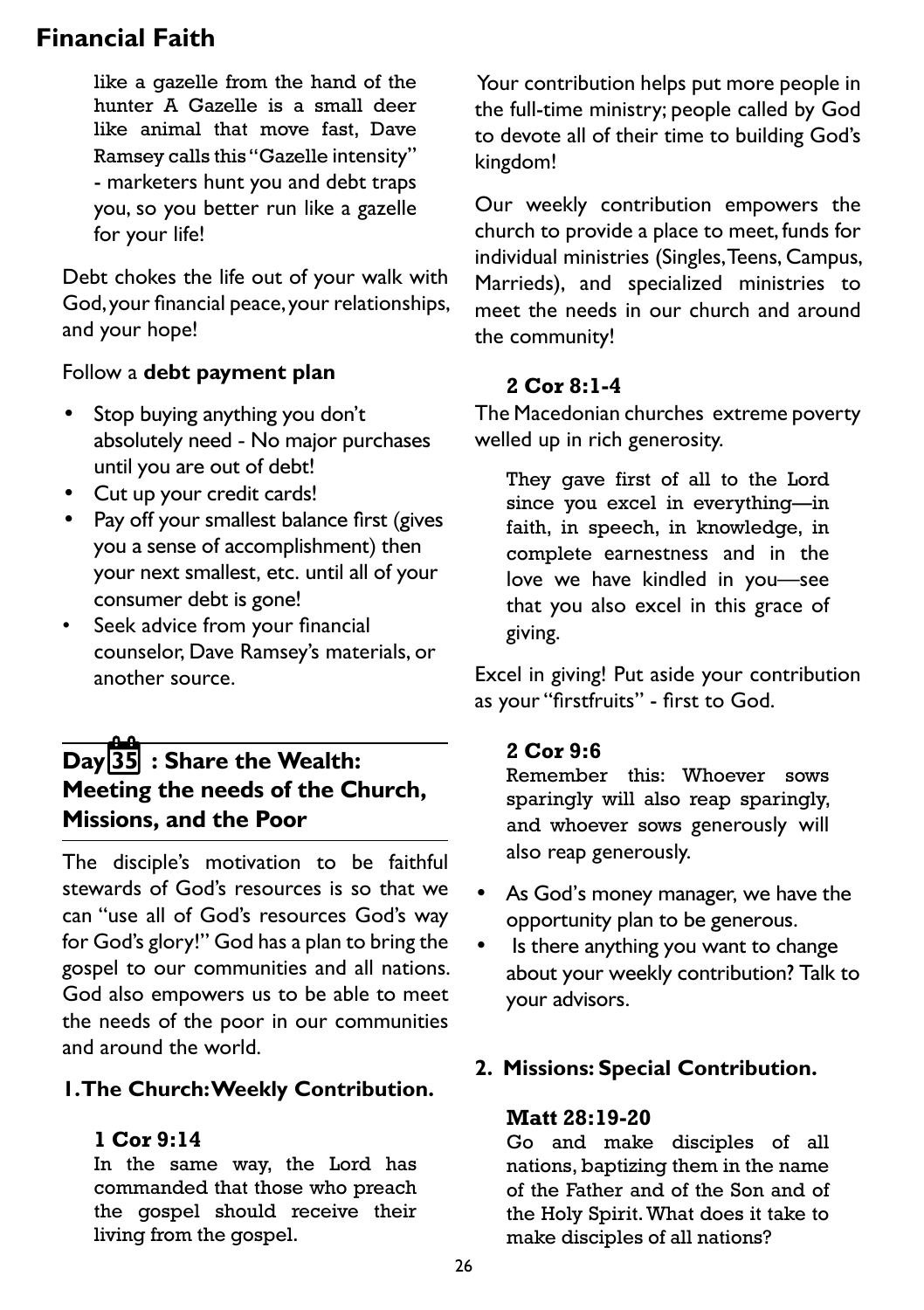like a gazelle from the hand of the hunter A Gazelle is a small deer like animal that move fast, Dave Ramsey calls this "Gazelle intensity" - marketers hunt you and debt traps you, so you better run like a gazelle for your life!

Debt chokes the life out of your walk with God, your financial peace, your relationships, and your hope!

Follow a **debt payment plan**

- Stop buying anything you don't absolutely need - No major purchases until you are out of debt!
- Cut up your credit cards!
- Pay off your smallest balance first (gives you a sense of accomplishment) then your next smallest, etc. until all of your consumer debt is gone!
- Seek advice from your financial counselor, Dave Ramsey's materials, or another source.

## Day 35 : Share the Wealth: Meeting the needs of the Church, Missions, and the Poor

The disciple's motivation to be faithful stewards of God's resources is so that we can "use all of God's resources God's way for God's glory!" God has a plan to bring the gospel to our communities and all nations. God also empowers us to be able to meet the needs of the poor in our communities and around the world.

### 1. The Church: Weekly Contribution.

**1 Cor 9:14**
In the same way, the Lord has commanded that those who preach the gospel should receive their living from the gospel.

Your contribution helps put more people in the full-time ministry; people called by God to devote all of their time to building God's kingdom!

Our weekly contribution empowers the church to provide a place to meet, funds for individual ministries (Singles, Teens, Campus, Marrieds), and specialized ministries to meet the needs in our church and around the community!

**2 Cor 8:1-4**
The Macedonian churches extreme poverty welled up in rich generosity.

They gave first of all to the Lord since you excel in everything—in faith, in speech, in knowledge, in complete earnestness and in the love we have kindled in you—see that you also excel in this grace of giving.

Excel in giving! Put aside your contribution as your "firstfruits" - first to God.

**2 Cor 9:6**
Remember this: Whoever sows sparingly will also reap sparingly, and whoever sows generously will also reap generously.

- As God's money manager, we have the opportunity plan to be generous.
- Is there anything you want to change about your weekly contribution? Talk to your advisors.

### 2. Missions: Special Contribution.

**Matt 28:19-20**
Go and make disciples of all nations, baptizing them in the name of the Father and of the Son and of the Holy Spirit. What does it take to make disciples of all nations?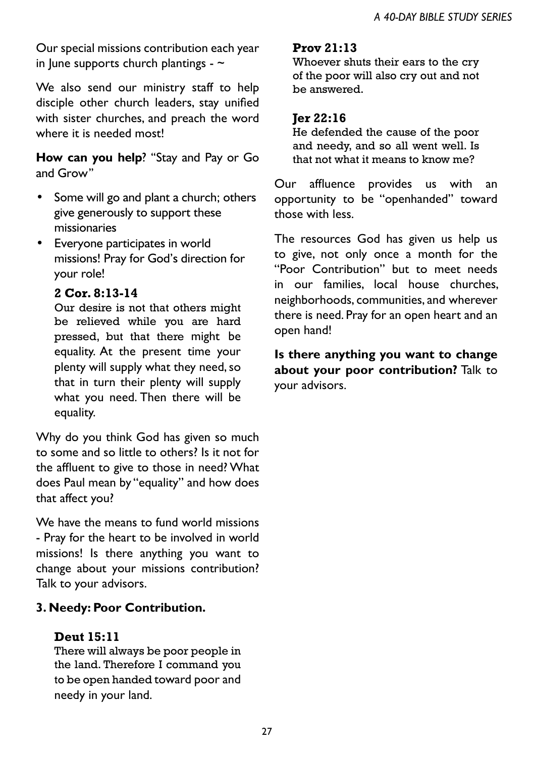Our special missions contribution each year in June supports church plantings - ~

We also send our ministry staff to help disciple other church leaders, stay unified with sister churches, and preach the word where it is needed most!

**How can you help**? "Stay and Pay or Go and Grow"

- Some will go and plant a church; others give generously to support these missionaries
- Everyone participates in world missions! Pray for God's direction for your role!

> **2 Cor. 8:13-14**
> Our desire is not that others might be relieved while you are hard pressed, but that there might be equality. At the present time your plenty will supply what they need, so that in turn their plenty will supply what you need. Then there will be equality.

Why do you think God has given so much to some and so little to others? Is it not for the affluent to give to those in need? What does Paul mean by "equality" and how does that affect you?

We have the means to fund world missions - Pray for the heart to be involved in world missions! Is there anything you want to change about your missions contribution? Talk to your advisors.

### 3. Needy: Poor Contribution.

> **Deut 15:11**
> There will always be poor people in the land. Therefore I command you to be open handed toward poor and needy in your land.

> **Prov 21:13**
> Whoever shuts their ears to the cry of the poor will also cry out and not be answered.

> **Jer 22:16**
> He defended the cause of the poor and needy, and so all went well. Is that not what it means to know me?

Our affluence provides us with an opportunity to be "openhanded" toward those with less.

The resources God has given us help us to give, not only once a month for the "Poor Contribution" but to meet needs in our families, local house churches, neighborhoods, communities, and wherever there is need. Pray for an open heart and an open hand!

**Is there anything you want to change about your poor contribution?** Talk to your advisors.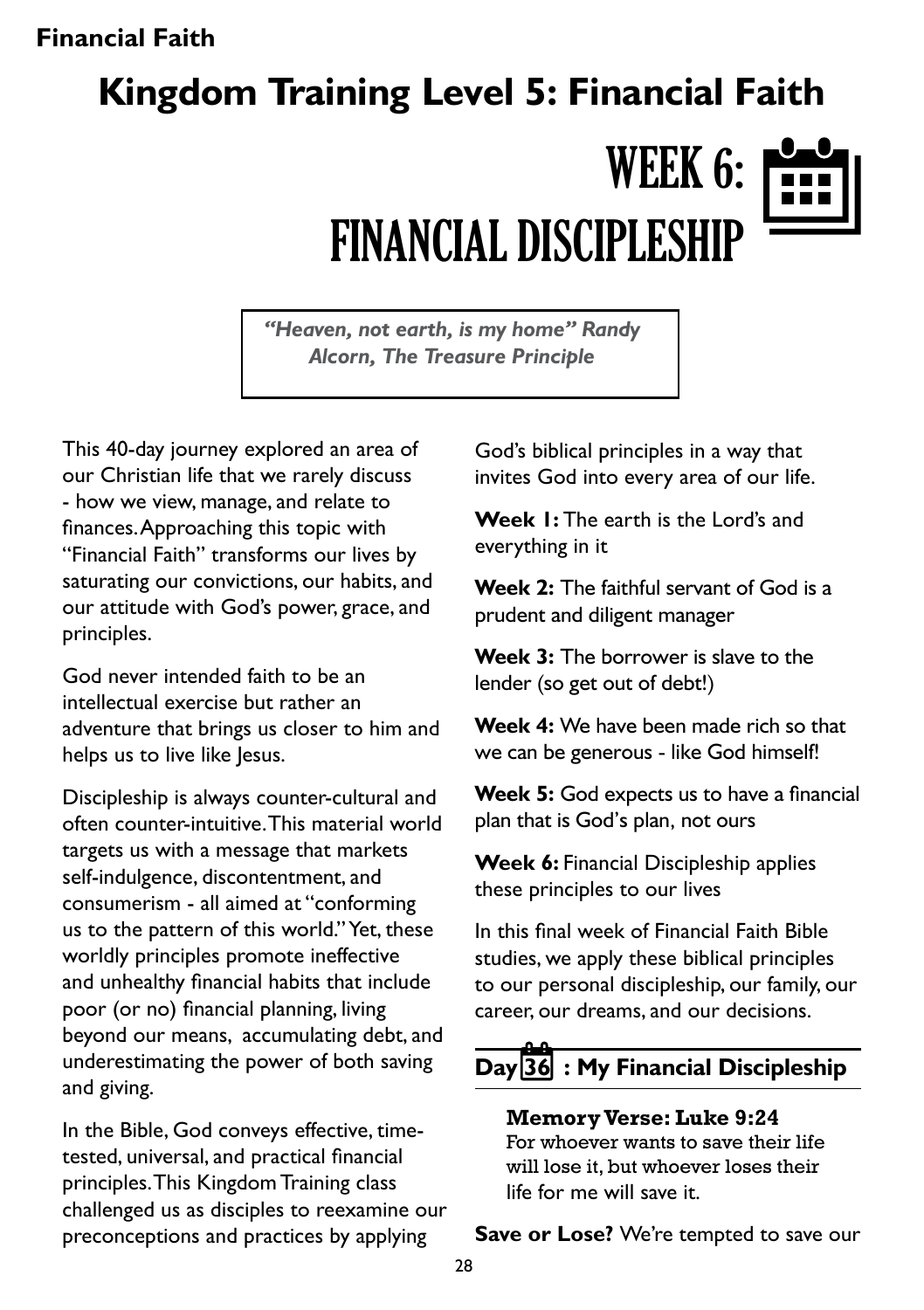# Kingdom Training Level 5: Financial Faith

## WEEK 6: FINANCIAL DISCIPLESHIP

*"Heaven, not earth, is my home" Randy Alcorn, The Treasure Principle*

This 40-day journey explored an area of our Christian life that we rarely discuss - how we view, manage, and relate to finances. Approaching this topic with "Financial Faith" transforms our lives by saturating our convictions, our habits, and our attitude with God's power, grace, and principles.

God never intended faith to be an intellectual exercise but rather an adventure that brings us closer to him and helps us to live like Jesus.

Discipleship is always counter-cultural and often counter-intuitive. This material world targets us with a message that markets self-indulgence, discontentment, and consumerism - all aimed at "conforming us to the pattern of this world." Yet, these worldly principles promote ineffective and unhealthy financial habits that include poor (or no) financial planning, living beyond our means, accumulating debt, and underestimating the power of both saving and giving.

In the Bible, God conveys effective, time-tested, universal, and practical financial principles. This Kingdom Training class challenged us as disciples to reexamine our preconceptions and practices by applying God's biblical principles in a way that invites God into every area of our life.

**Week 1:** The earth is the Lord's and everything in it

**Week 2:** The faithful servant of God is a prudent and diligent manager

**Week 3:** The borrower is slave to the lender (so get out of debt!)

**Week 4:** We have been made rich so that we can be generous - like God himself!

**Week 5:** God expects us to have a financial plan that is God's plan, not ours

**Week 6:** Financial Discipleship applies these principles to our lives

In this final week of Financial Faith Bible studies, we apply these biblical principles to our personal discipleship, our family, our career, our dreams, and our decisions.

### Day 36 : My Financial Discipleship

**Memory Verse: Luke 9:24**
For whoever wants to save their life will lose it, but whoever loses their life for me will save it.

**Save or Lose?** We're tempted to save our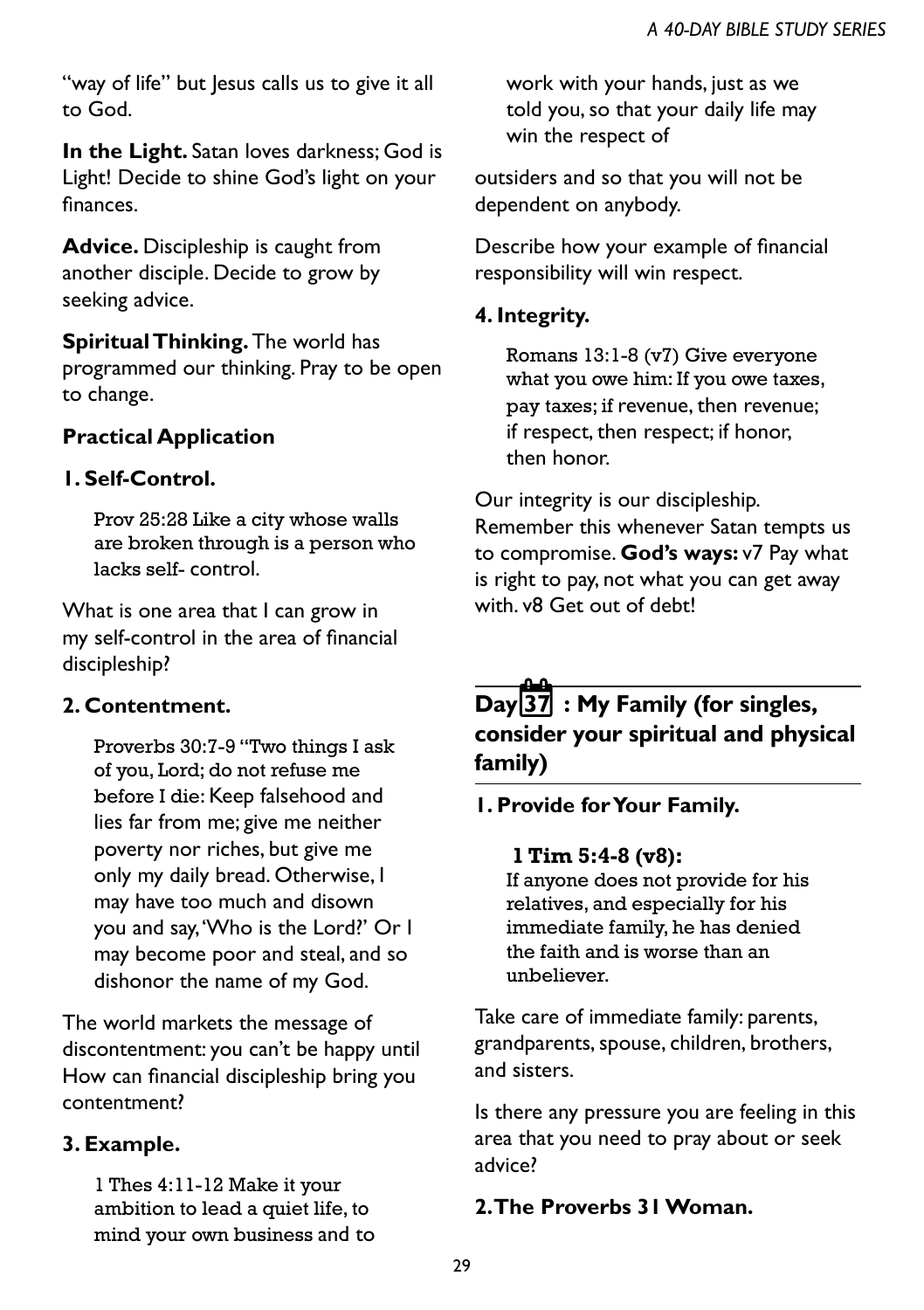"way of life" but Jesus calls us to give it all to God.

**In the Light.** Satan loves darkness; God is Light! Decide to shine God's light on your finances.

**Advice.** Discipleship is caught from another disciple. Decide to grow by seeking advice.

**Spiritual Thinking.** The world has programmed our thinking. Pray to be open to change.

**Practical Application**

**1. Self-Control.**

> Prov 25:28 Like a city whose walls are broken through is a person who lacks self- control.

What is one area that I can grow in my self-control in the area of financial discipleship?

**2. Contentment.**

> Proverbs 30:7-9 "Two things I ask of you, Lord; do not refuse me before I die: Keep falsehood and lies far from me; give me neither poverty nor riches, but give me only my daily bread. Otherwise, I may have too much and disown you and say, 'Who is the Lord?' Or I may become poor and steal, and so dishonor the name of my God.

The world markets the message of discontentment: you can't be happy until How can financial discipleship bring you contentment?

**3. Example.**

> 1 Thes 4:11-12 Make it your ambition to lead a quiet life, to mind your own business and to work with your hands, just as we told you, so that your daily life may win the respect of

outsiders and so that you will not be dependent on anybody.

Describe how your example of financial responsibility will win respect.

**4. Integrity.**

> Romans 13:1-8 (v7) Give everyone what you owe him: If you owe taxes, pay taxes; if revenue, then revenue; if respect, then respect; if honor, then honor.

Our integrity is our discipleship. Remember this whenever Satan tempts us to compromise. **God's ways:** v7 Pay what is right to pay, not what you can get away with. v8 Get out of debt!

## Day 37 : My Family (for singles, consider your spiritual and physical family)

**1. Provide for Your Family.**

> **1 Tim 5:4-8 (v8):**
> If anyone does not provide for his relatives, and especially for his immediate family, he has denied the faith and is worse than an unbeliever.

Take care of immediate family: parents, grandparents, spouse, children, brothers, and sisters.

Is there any pressure you are feeling in this area that you need to pray about or seek advice?

**2. The Proverbs 31 Woman.**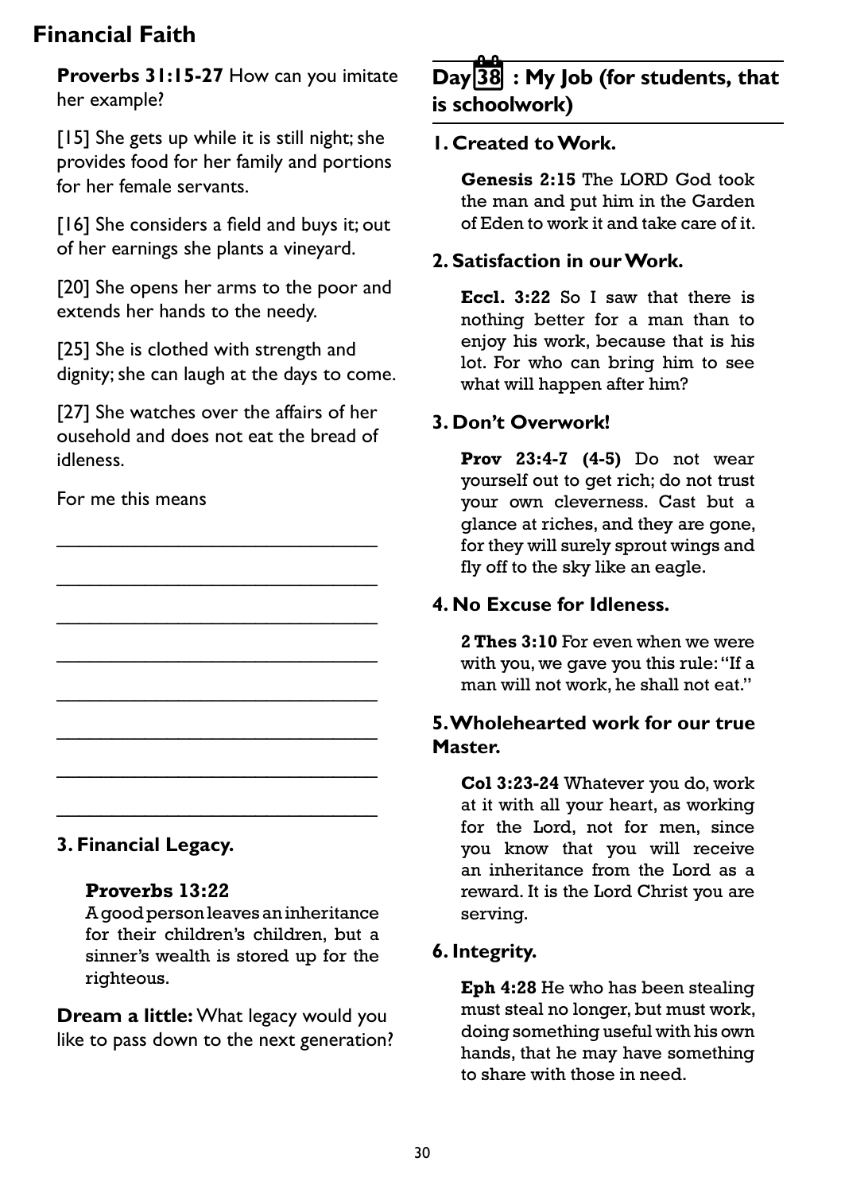# Financial Faith

**Proverbs 31:15-27** How can you imitate her example?

[15] She gets up while it is still night; she provides food for her family and portions for her female servants.

[16] She considers a field and buys it; out of her earnings she plants a vineyard.

[20] She opens her arms to the poor and extends her hands to the needy.

[25] She is clothed with strength and dignity; she can laugh at the days to come.

[27] She watches over the affairs of her ousehold and does not eat the bread of idleness.

For me this means

________________________________

________________________________

________________________________

________________________________

________________________________

________________________________

________________________________

________________________________

### 3. Financial Legacy.

**Proverbs 13:22**
A good person leaves an inheritance for their children's children, but a sinner's wealth is stored up for the righteous.

**Dream a little:** What legacy would you like to pass down to the next generation?

## Day 38 : My Job (for students, that is schoolwork)

### 1. Created to Work.

**Genesis 2:15** The LORD God took the man and put him in the Garden of Eden to work it and take care of it.

### 2. Satisfaction in our Work.

**Eccl. 3:22** So I saw that there is nothing better for a man than to enjoy his work, because that is his lot. For who can bring him to see what will happen after him?

### 3. Don't Overwork!

**Prov 23:4-7 (4-5)** Do not wear yourself out to get rich; do not trust your own cleverness. Cast but a glance at riches, and they are gone, for they will surely sprout wings and fly off to the sky like an eagle.

### 4. No Excuse for Idleness.

**2 Thes 3:10** For even when we were with you, we gave you this rule: "If a man will not work, he shall not eat."

### 5. Wholehearted work for our true Master.

**Col 3:23-24** Whatever you do, work at it with all your heart, as working for the Lord, not for men, since you know that you will receive an inheritance from the Lord as a reward. It is the Lord Christ you are serving.

### 6. Integrity.

**Eph 4:28** He who has been stealing must steal no longer, but must work, doing something useful with his own hands, that he may have something to share with those in need.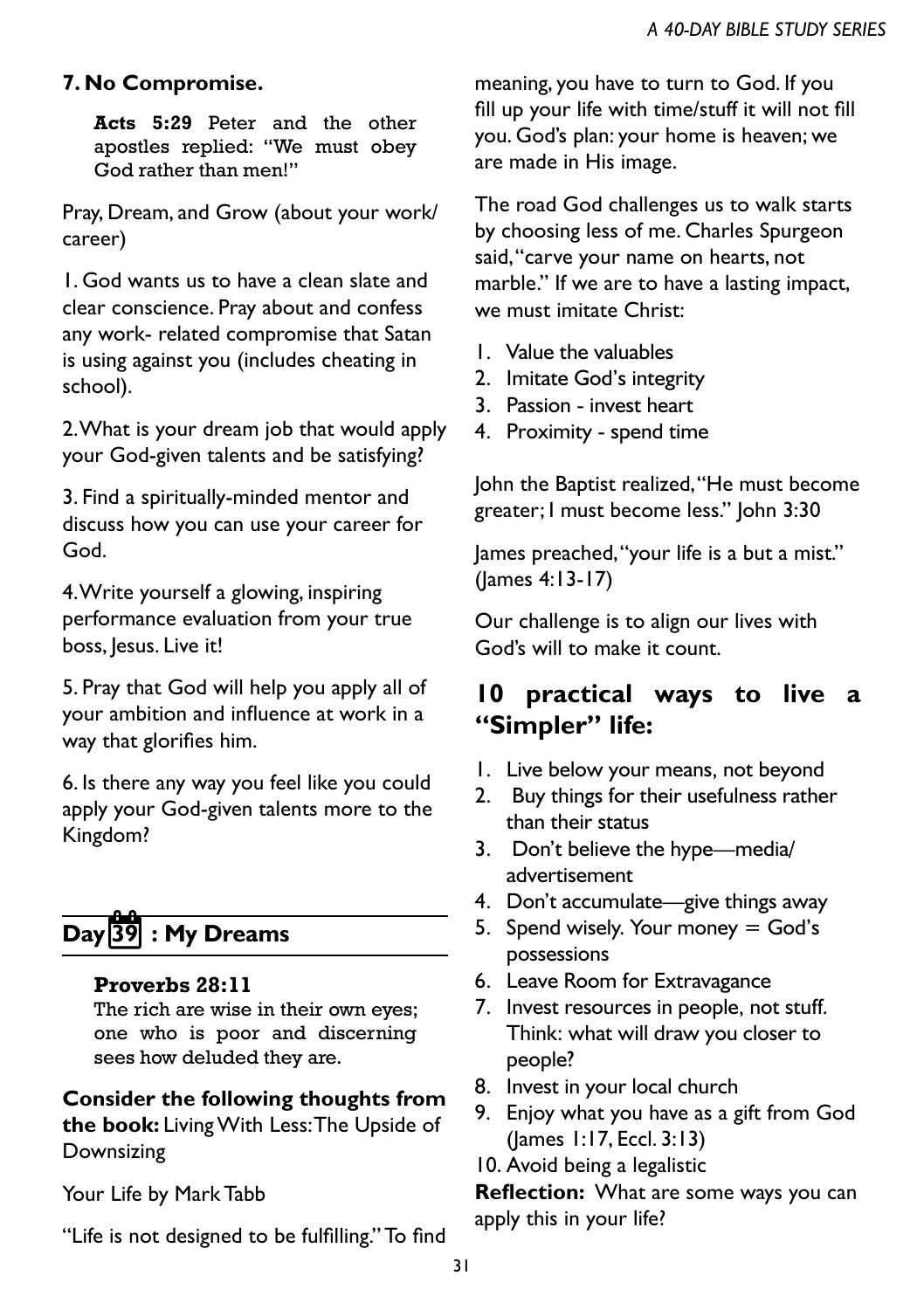### 7. No Compromise.

> **Acts 5:29** Peter and the other apostles replied: "We must obey God rather than men!"

Pray, Dream, and Grow (about your work/ career)

1. God wants us to have a clean slate and clear conscience. Pray about and confess any work- related compromise that Satan is using against you (includes cheating in school).

2. What is your dream job that would apply your God-given talents and be satisfying?

3. Find a spiritually-minded mentor and discuss how you can use your career for God.

4. Write yourself a glowing, inspiring performance evaluation from your true boss, Jesus. Live it!

5. Pray that God will help you apply all of your ambition and influence at work in a way that glorifies him.

6. Is there any way you feel like you could apply your God-given talents more to the Kingdom?

## Day 39 : My Dreams

> **Proverbs 28:11**
> The rich are wise in their own eyes; one who is poor and discerning sees how deluded they are.

**Consider the following thoughts from the book:** Living With Less: The Upside of Downsizing

Your Life by Mark Tabb

"Life is not designed to be fulfilling." To find meaning, you have to turn to God. If you fill up your life with time/stuff it will not fill you. God's plan: your home is heaven; we are made in His image.

The road God challenges us to walk starts by choosing less of me. Charles Spurgeon said, "carve your name on hearts, not marble." If we are to have a lasting impact, we must imitate Christ:

1. Value the valuables
2. Imitate God's integrity
3. Passion - invest heart
4. Proximity - spend time

John the Baptist realized, "He must become greater; I must become less." John 3:30

James preached, "your life is a but a mist." (James 4:13-17)

Our challenge is to align our lives with God's will to make it count.

## 10 practical ways to live a "Simpler" life:

1. Live below your means, not beyond
2. Buy things for their usefulness rather than their status
3. Don't believe the hype—media/ advertisement
4. Don't accumulate—give things away
5. Spend wisely. Your money = God's possessions
6. Leave Room for Extravagance
7. Invest resources in people, not stuff. Think: what will draw you closer to people?
8. Invest in your local church
9. Enjoy what you have as a gift from God (James 1:17, Eccl. 3:13)
10. Avoid being a legalistic

**Reflection:** What are some ways you can apply this in your life?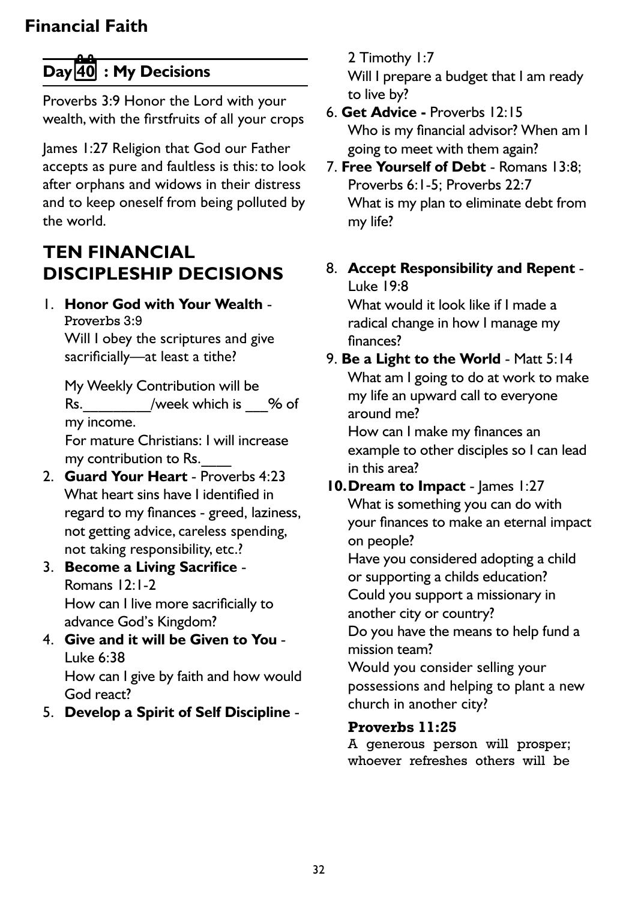# Financial Faith

## Day 40 : My Decisions

Proverbs 3:9 Honor the Lord with your wealth, with the firstfruits of all your crops

James 1:27 Religion that God our Father accepts as pure and faultless is this: to look after orphans and widows in their distress and to keep oneself from being polluted by the world.

## TEN FINANCIAL DISCIPLESHIP DECISIONS

1. **Honor God with Your Wealth** - Proverbs 3:9
   Will I obey the scriptures and give sacrificially—at least a tithe?

   My Weekly Contribution will be Rs.________/week which is ___% of my income.
   For mature Christians: I will increase my contribution to Rs.____
2. **Guard Your Heart** - Proverbs 4:23
   What heart sins have I identified in regard to my finances - greed, laziness, not getting advice, careless spending, not taking responsibility, etc.?
3. **Become a Living Sacrifice** - Romans 12:1-2
   How can I live more sacrificially to advance God's Kingdom?
4. **Give and it will be Given to You** - Luke 6:38
   How can I give by faith and how would God react?
5. **Develop a Spirit of Self Discipline** - 2 Timothy 1:7
   Will I prepare a budget that I am ready to live by?
6. **Get Advice -** Proverbs 12:15
   Who is my financial advisor? When am I going to meet with them again?
7. **Free Yourself of Debt** - Romans 13:8; Proverbs 6:1-5; Proverbs 22:7
   What is my plan to eliminate debt from my life?
8. **Accept Responsibility and Repent** - Luke 19:8
   What would it look like if I made a radical change in how I manage my finances?
9. **Be a Light to the World** - Matt 5:14
   What am I going to do at work to make my life an upward call to everyone around me?
   How can I make my finances an example to other disciples so I can lead in this area?
10. **Dream to Impact** - James 1:27
    What is something you can do with your finances to make an eternal impact on people?
    Have you considered adopting a child or supporting a childs education?
    Could you support a missionary in another city or country?
    Do you have the means to help fund a mission team?
    Would you consider selling your possessions and helping to plant a new church in another city?

    **Proverbs 11:25**
    A generous person will prosper; whoever refreshes others will be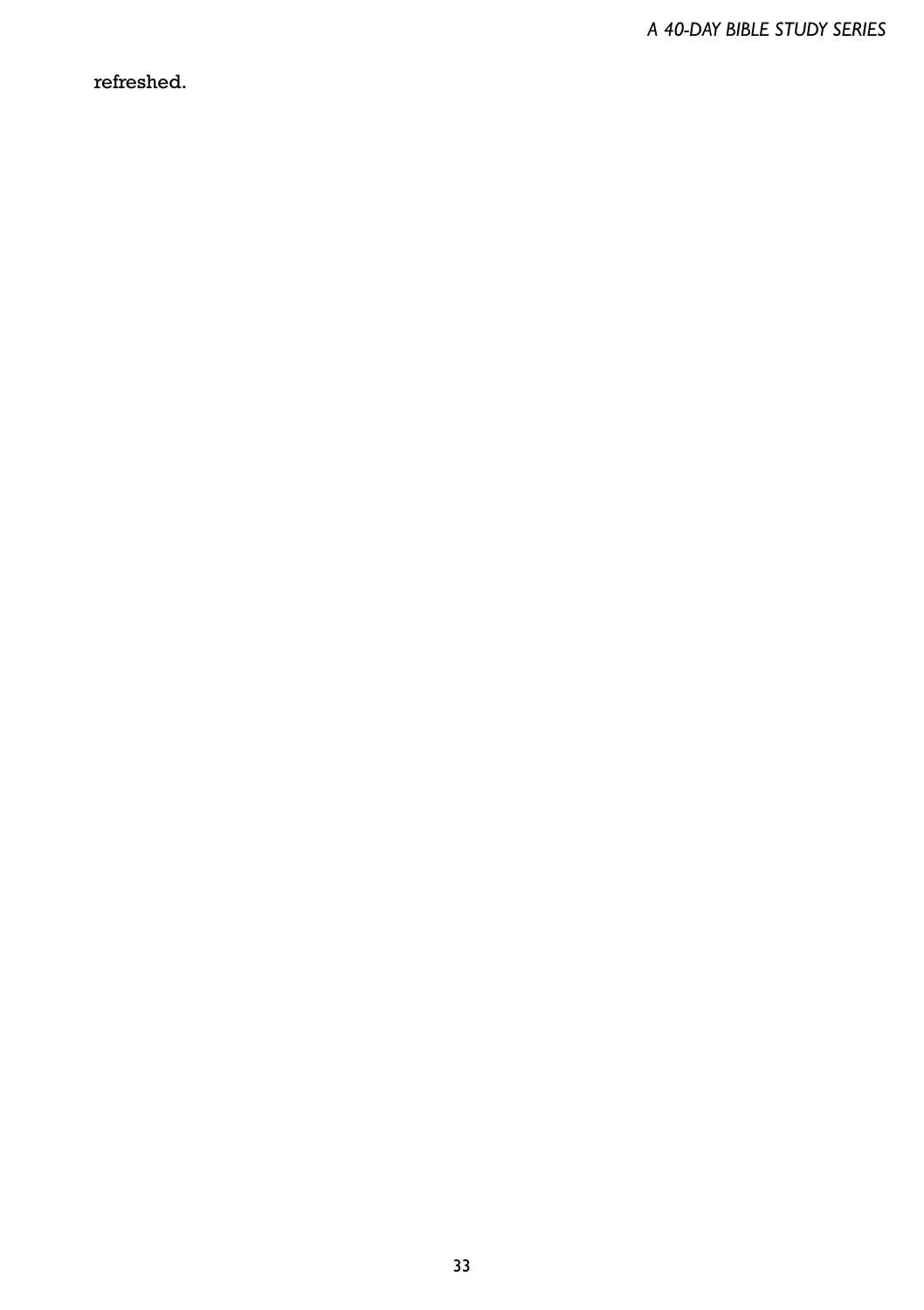refreshed.